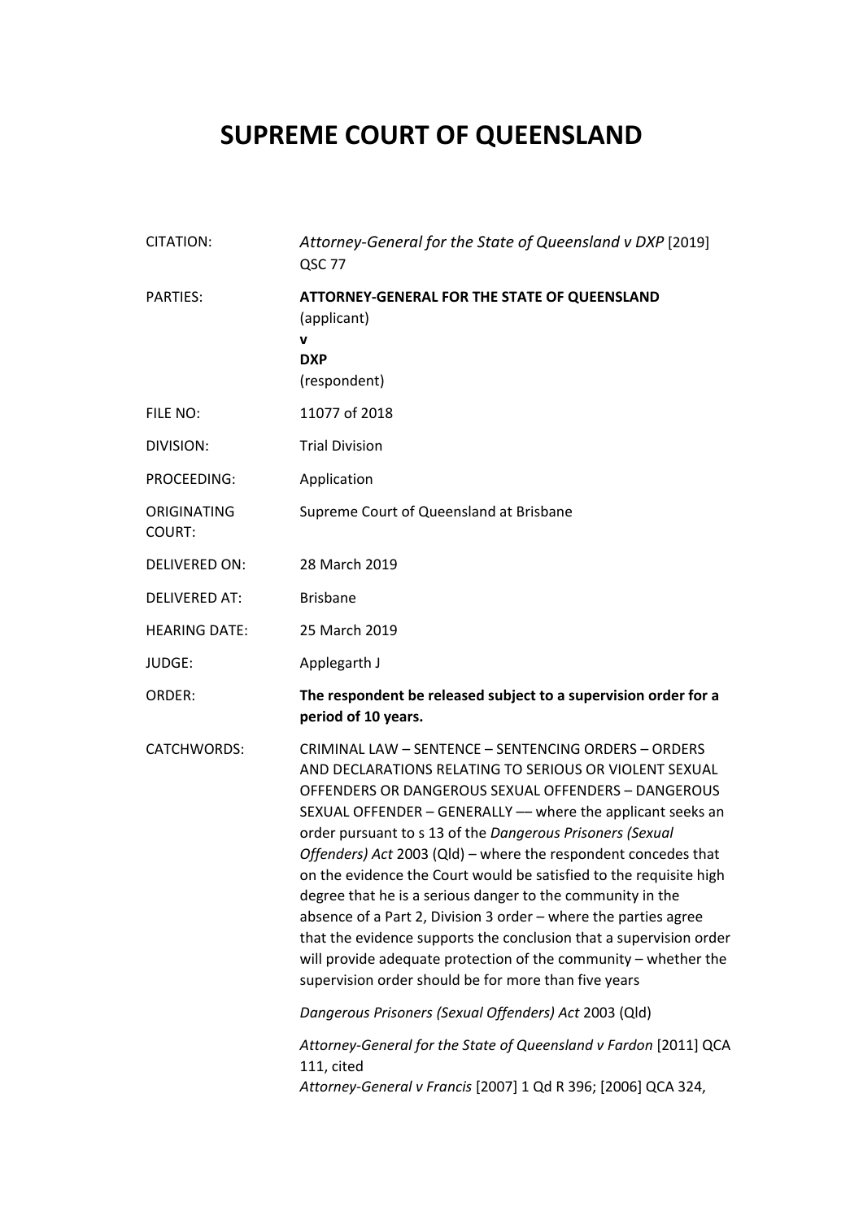# SUPREME COURT OF QUEENSLAND

| | |
|---|---|
| CITATION: | *Attorney-General for the State of Queensland v DXP* [2019] QSC 77 |
| PARTIES: | **ATTORNEY-GENERAL FOR THE STATE OF QUEENSLAND**<br>(applicant)<br>**v**<br>**DXP**<br>(respondent) |
| FILE NO: | 11077 of 2018 |
| DIVISION: | Trial Division |
| PROCEEDING: | Application |
| ORIGINATING COURT: | Supreme Court of Queensland at Brisbane |
| DELIVERED ON: | 28 March 2019 |
| DELIVERED AT: | Brisbane |
| HEARING DATE: | 25 March 2019 |
| JUDGE: | Applegarth J |
| ORDER: | **The respondent be released subject to a supervision order for a period of 10 years.** |
| CATCHWORDS: | CRIMINAL LAW – SENTENCE – SENTENCING ORDERS – ORDERS AND DECLARATIONS RELATING TO SERIOUS OR VIOLENT SEXUAL OFFENDERS OR DANGEROUS SEXUAL OFFENDERS – DANGEROUS SEXUAL OFFENDER – GENERALLY –– where the applicant seeks an order pursuant to s 13 of the *Dangerous Prisoners (Sexual Offenders) Act* 2003 (Qld) – where the respondent concedes that on the evidence the Court would be satisfied to the requisite high degree that he is a serious danger to the community in the absence of a Part 2, Division 3 order – where the parties agree that the evidence supports the conclusion that a supervision order will provide adequate protection of the community – whether the supervision order should be for more than five years<br><br>*Dangerous Prisoners (Sexual Offenders) Act* 2003 (Qld)<br><br>*Attorney-General for the State of Queensland v Fardon* [2011] QCA 111, cited<br>*Attorney-General v Francis* [2007] 1 Qd R 396; [2006] QCA 324, |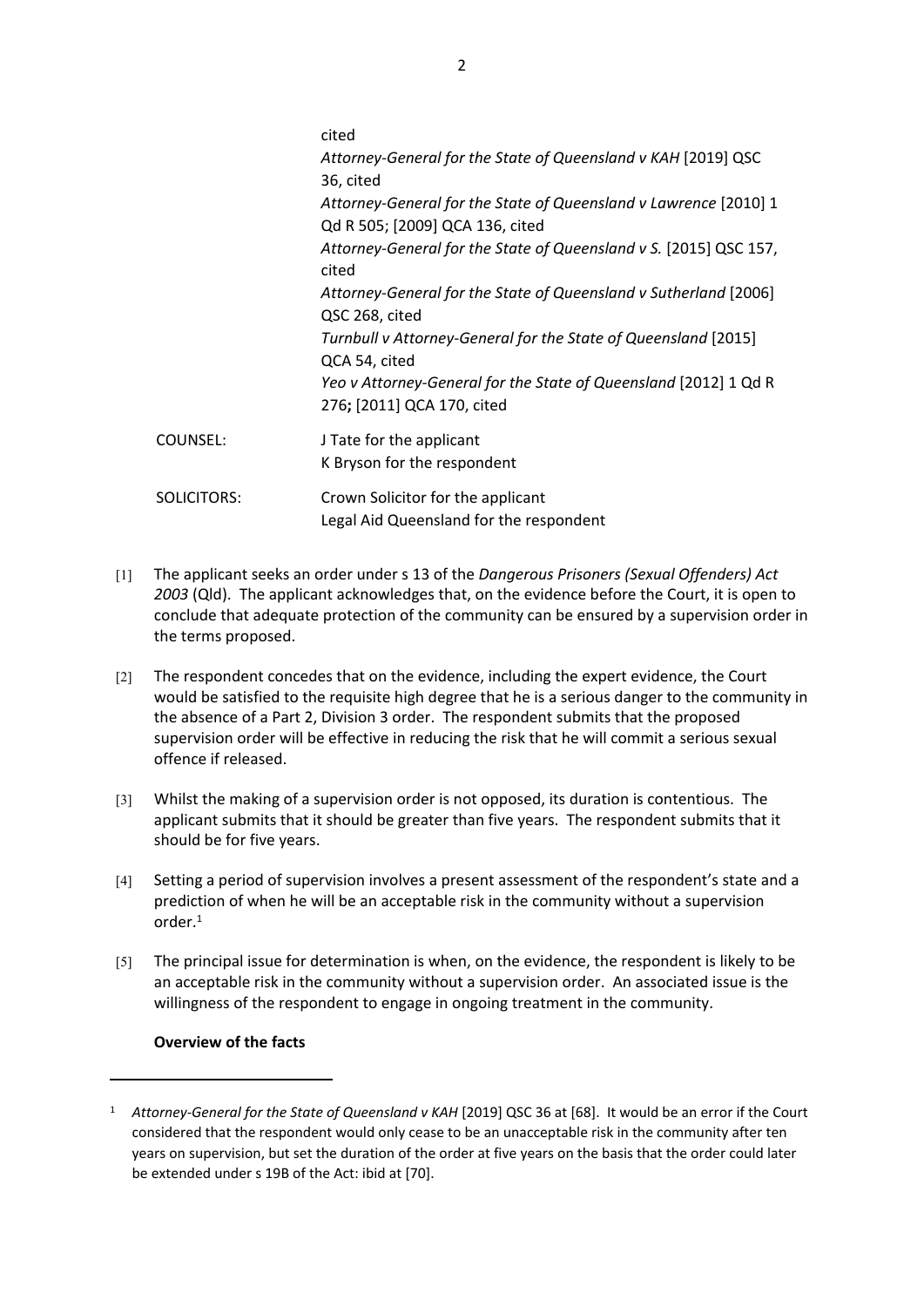cited

*Attorney-General for the State of Queensland v KAH* [2019] QSC 36, cited

*Attorney-General for the State of Queensland v Lawrence* [2010] 1 Qd R 505; [2009] QCA 136, cited

*Attorney-General for the State of Queensland v S.* [2015] QSC 157, cited

*Attorney-General for the State of Queensland v Sutherland* [2006] QSC 268, cited

*Turnbull v Attorney-General for the State of Queensland* [2015] QCA 54, cited

*Yeo v Attorney-General for the State of Queensland* [2012] 1 Qd R 276**;** [2011] QCA 170, cited

COUNSEL: J Tate for the applicant
K Bryson for the respondent

SOLICITORS: Crown Solicitor for the applicant
Legal Aid Queensland for the respondent

[1] The applicant seeks an order under s 13 of the *Dangerous Prisoners (Sexual Offenders) Act 2003* (Qld). The applicant acknowledges that, on the evidence before the Court, it is open to conclude that adequate protection of the community can be ensured by a supervision order in the terms proposed.

[2] The respondent concedes that on the evidence, including the expert evidence, the Court would be satisfied to the requisite high degree that he is a serious danger to the community in the absence of a Part 2, Division 3 order. The respondent submits that the proposed supervision order will be effective in reducing the risk that he will commit a serious sexual offence if released.

[3] Whilst the making of a supervision order is not opposed, its duration is contentious. The applicant submits that it should be greater than five years. The respondent submits that it should be for five years.

[4] Setting a period of supervision involves a present assessment of the respondent's state and a prediction of when he will be an acceptable risk in the community without a supervision order.[1]

[5] The principal issue for determination is when, on the evidence, the respondent is likely to be an acceptable risk in the community without a supervision order. An associated issue is the willingness of the respondent to engage in ongoing treatment in the community.

**Overview of the facts**

[1] *Attorney-General for the State of Queensland v KAH* [2019] QSC 36 at [68]. It would be an error if the Court considered that the respondent would only cease to be an unacceptable risk in the community after ten years on supervision, but set the duration of the order at five years on the basis that the order could later be extended under s 19B of the Act: ibid at [70].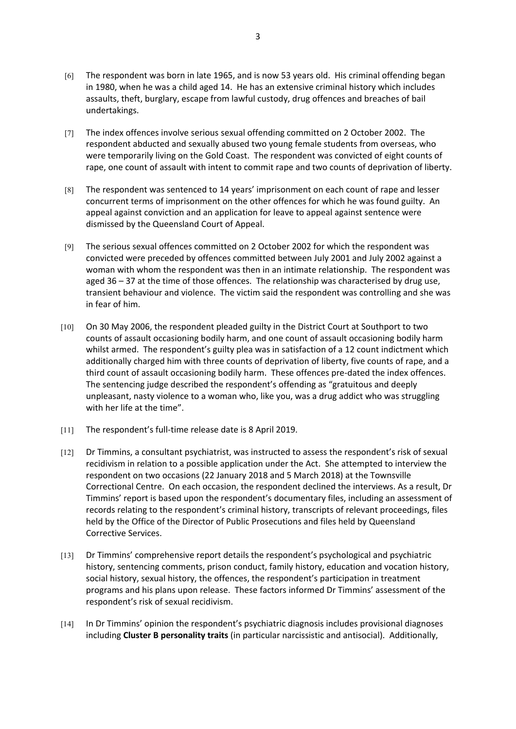[6] The respondent was born in late 1965, and is now 53 years old. His criminal offending began in 1980, when he was a child aged 14. He has an extensive criminal history which includes assaults, theft, burglary, escape from lawful custody, drug offences and breaches of bail undertakings.

[7] The index offences involve serious sexual offending committed on 2 October 2002. The respondent abducted and sexually abused two young female students from overseas, who were temporarily living on the Gold Coast. The respondent was convicted of eight counts of rape, one count of assault with intent to commit rape and two counts of deprivation of liberty.

[8] The respondent was sentenced to 14 years' imprisonment on each count of rape and lesser concurrent terms of imprisonment on the other offences for which he was found guilty. An appeal against conviction and an application for leave to appeal against sentence were dismissed by the Queensland Court of Appeal.

[9] The serious sexual offences committed on 2 October 2002 for which the respondent was convicted were preceded by offences committed between July 2001 and July 2002 against a woman with whom the respondent was then in an intimate relationship. The respondent was aged 36 – 37 at the time of those offences. The relationship was characterised by drug use, transient behaviour and violence. The victim said the respondent was controlling and she was in fear of him.

[10] On 30 May 2006, the respondent pleaded guilty in the District Court at Southport to two counts of assault occasioning bodily harm, and one count of assault occasioning bodily harm whilst armed. The respondent's guilty plea was in satisfaction of a 12 count indictment which additionally charged him with three counts of deprivation of liberty, five counts of rape, and a third count of assault occasioning bodily harm. These offences pre-dated the index offences. The sentencing judge described the respondent's offending as "gratuitous and deeply unpleasant, nasty violence to a woman who, like you, was a drug addict who was struggling with her life at the time".

[11] The respondent's full-time release date is 8 April 2019.

[12] Dr Timmins, a consultant psychiatrist, was instructed to assess the respondent's risk of sexual recidivism in relation to a possible application under the Act. She attempted to interview the respondent on two occasions (22 January 2018 and 5 March 2018) at the Townsville Correctional Centre. On each occasion, the respondent declined the interviews. As a result, Dr Timmins' report is based upon the respondent's documentary files, including an assessment of records relating to the respondent's criminal history, transcripts of relevant proceedings, files held by the Office of the Director of Public Prosecutions and files held by Queensland Corrective Services.

[13] Dr Timmins' comprehensive report details the respondent's psychological and psychiatric history, sentencing comments, prison conduct, family history, education and vocation history, social history, sexual history, the offences, the respondent's participation in treatment programs and his plans upon release. These factors informed Dr Timmins' assessment of the respondent's risk of sexual recidivism.

[14] In Dr Timmins' opinion the respondent's psychiatric diagnosis includes provisional diagnoses including **Cluster B personality traits** (in particular narcissistic and antisocial). Additionally,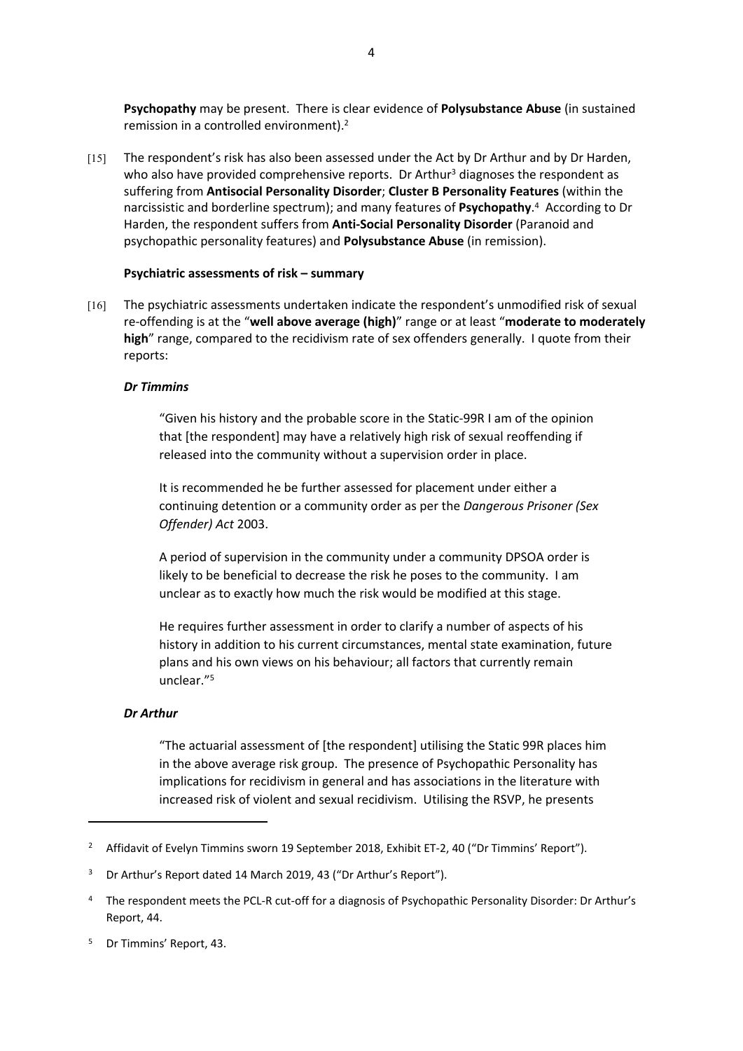**Psychopathy** may be present. There is clear evidence of **Polysubstance Abuse** (in sustained remission in a controlled environment).[2]

[15] The respondent's risk has also been assessed under the Act by Dr Arthur and by Dr Harden, who also have provided comprehensive reports. Dr Arthur[3] diagnoses the respondent as suffering from **Antisocial Personality Disorder**; **Cluster B Personality Features** (within the narcissistic and borderline spectrum); and many features of **Psychopathy**.[4] According to Dr Harden, the respondent suffers from **Anti-Social Personality Disorder** (Paranoid and psychopathic personality features) and **Polysubstance Abuse** (in remission).

**Psychiatric assessments of risk – summary**

[16] The psychiatric assessments undertaken indicate the respondent's unmodified risk of sexual re-offending is at the "**well above average (high)**" range or at least "**moderate to moderately high**" range, compared to the recidivism rate of sex offenders generally. I quote from their reports:

***Dr Timmins***

> "Given his history and the probable score in the Static-99R I am of the opinion that [the respondent] may have a relatively high risk of sexual reoffending if released into the community without a supervision order in place.
>
> It is recommended he be further assessed for placement under either a continuing detention or a community order as per the *Dangerous Prisoner (Sex Offender) Act* 2003.
>
> A period of supervision in the community under a community DPSOA order is likely to be beneficial to decrease the risk he poses to the community. I am unclear as to exactly how much the risk would be modified at this stage.
>
> He requires further assessment in order to clarify a number of aspects of his history in addition to his current circumstances, mental state examination, future plans and his own views on his behaviour; all factors that currently remain unclear."[5]

***Dr Arthur***

> "The actuarial assessment of [the respondent] utilising the Static 99R places him in the above average risk group. The presence of Psychopathic Personality has implications for recidivism in general and has associations in the literature with increased risk of violent and sexual recidivism. Utilising the RSVP, he presents

---

[2] Affidavit of Evelyn Timmins sworn 19 September 2018, Exhibit ET-2, 40 ("Dr Timmins' Report").

[3] Dr Arthur's Report dated 14 March 2019, 43 ("Dr Arthur's Report").

[4] The respondent meets the PCL-R cut-off for a diagnosis of Psychopathic Personality Disorder: Dr Arthur's Report, 44.

[5] Dr Timmins' Report, 43.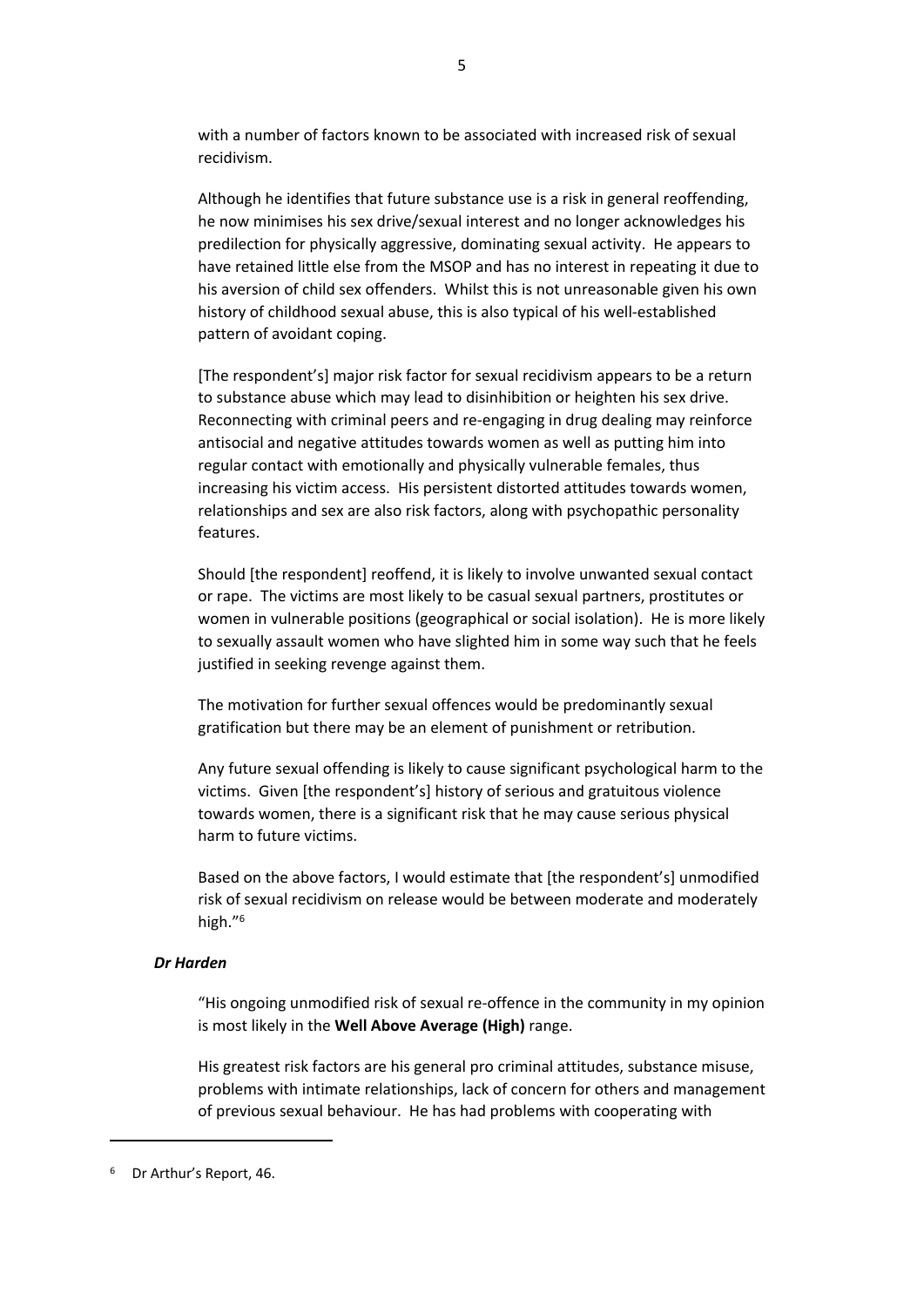with a number of factors known to be associated with increased risk of sexual recidivism.

Although he identifies that future substance use is a risk in general reoffending, he now minimises his sex drive/sexual interest and no longer acknowledges his predilection for physically aggressive, dominating sexual activity. He appears to have retained little else from the MSOP and has no interest in repeating it due to his aversion of child sex offenders. Whilst this is not unreasonable given his own history of childhood sexual abuse, this is also typical of his well-established pattern of avoidant coping.

[The respondent's] major risk factor for sexual recidivism appears to be a return to substance abuse which may lead to disinhibition or heighten his sex drive. Reconnecting with criminal peers and re-engaging in drug dealing may reinforce antisocial and negative attitudes towards women as well as putting him into regular contact with emotionally and physically vulnerable females, thus increasing his victim access. His persistent distorted attitudes towards women, relationships and sex are also risk factors, along with psychopathic personality features.

Should [the respondent] reoffend, it is likely to involve unwanted sexual contact or rape. The victims are most likely to be casual sexual partners, prostitutes or women in vulnerable positions (geographical or social isolation). He is more likely to sexually assault women who have slighted him in some way such that he feels justified in seeking revenge against them.

The motivation for further sexual offences would be predominantly sexual gratification but there may be an element of punishment or retribution.

Any future sexual offending is likely to cause significant psychological harm to the victims. Given [the respondent's] history of serious and gratuitous violence towards women, there is a significant risk that he may cause serious physical harm to future victims.

Based on the above factors, I would estimate that [the respondent's] unmodified risk of sexual recidivism on release would be between moderate and moderately high."[6]

***Dr Harden***

"His ongoing unmodified risk of sexual re-offence in the community in my opinion is most likely in the **Well Above Average (High)** range.

His greatest risk factors are his general pro criminal attitudes, substance misuse, problems with intimate relationships, lack of concern for others and management of previous sexual behaviour. He has had problems with cooperating with

---

[6] Dr Arthur's Report, 46.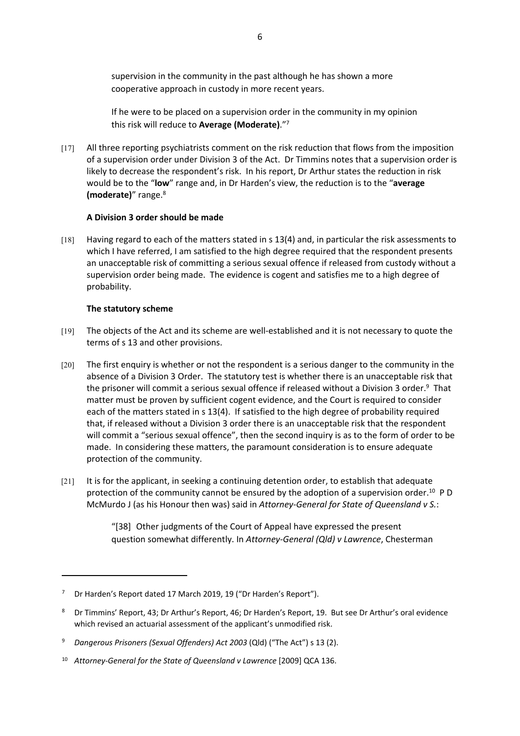> supervision in the community in the past although he has shown a more cooperative approach in custody in more recent years.
>
> If he were to be placed on a supervision order in the community in my opinion this risk will reduce to **Average (Moderate)**."[7]

[17] All three reporting psychiatrists comment on the risk reduction that flows from the imposition of a supervision order under Division 3 of the Act. Dr Timmins notes that a supervision order is likely to decrease the respondent's risk. In his report, Dr Arthur states the reduction in risk would be to the "**low**" range and, in Dr Harden's view, the reduction is to the "**average (moderate)**" range.[8]

**A Division 3 order should be made**

[18] Having regard to each of the matters stated in s 13(4) and, in particular the risk assessments to which I have referred, I am satisfied to the high degree required that the respondent presents an unacceptable risk of committing a serious sexual offence if released from custody without a supervision order being made. The evidence is cogent and satisfies me to a high degree of probability.

**The statutory scheme**

[19] The objects of the Act and its scheme are well-established and it is not necessary to quote the terms of s 13 and other provisions.

[20] The first enquiry is whether or not the respondent is a serious danger to the community in the absence of a Division 3 Order. The statutory test is whether there is an unacceptable risk that the prisoner will commit a serious sexual offence if released without a Division 3 order.[9] That matter must be proven by sufficient cogent evidence, and the Court is required to consider each of the matters stated in s 13(4). If satisfied to the high degree of probability required that, if released without a Division 3 order there is an unacceptable risk that the respondent will commit a "serious sexual offence", then the second inquiry is as to the form of order to be made. In considering these matters, the paramount consideration is to ensure adequate protection of the community.

[21] It is for the applicant, in seeking a continuing detention order, to establish that adequate protection of the community cannot be ensured by the adoption of a supervision order.[10] P D McMurdo J (as his Honour then was) said in *Attorney-General for State of Queensland v S.*:

> "[38] Other judgments of the Court of Appeal have expressed the present question somewhat differently. In *Attorney-General (Qld) v Lawrence*, Chesterman

---

[7] Dr Harden's Report dated 17 March 2019, 19 ("Dr Harden's Report").

[8] Dr Timmins' Report, 43; Dr Arthur's Report, 46; Dr Harden's Report, 19. But see Dr Arthur's oral evidence which revised an actuarial assessment of the applicant's unmodified risk.

[9] *Dangerous Prisoners (Sexual Offenders) Act 2003* (Qld) ("The Act") s 13 (2).

[10] *Attorney-General for the State of Queensland v Lawrence* [2009] QCA 136.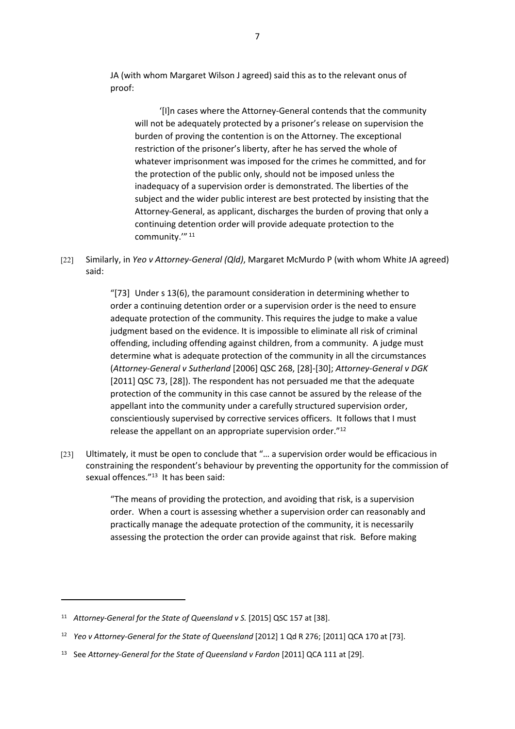JA (with whom Margaret Wilson J agreed) said this as to the relevant onus of proof:

> '[I]n cases where the Attorney-General contends that the community will not be adequately protected by a prisoner's release on supervision the burden of proving the contention is on the Attorney. The exceptional restriction of the prisoner's liberty, after he has served the whole of whatever imprisonment was imposed for the crimes he committed, and for the protection of the public only, should not be imposed unless the inadequacy of a supervision order is demonstrated. The liberties of the subject and the wider public interest are best protected by insisting that the Attorney-General, as applicant, discharges the burden of proving that only a continuing detention order will provide adequate protection to the community.'" [11]

[22] Similarly, in *Yeo v Attorney-General (Qld)*, Margaret McMurdo P (with whom White JA agreed) said:

> "[73] Under s 13(6), the paramount consideration in determining whether to order a continuing detention order or a supervision order is the need to ensure adequate protection of the community. This requires the judge to make a value judgment based on the evidence. It is impossible to eliminate all risk of criminal offending, including offending against children, from a community. A judge must determine what is adequate protection of the community in all the circumstances (*Attorney-General v Sutherland* [2006] QSC 268, [28]-[30]; *Attorney-General v DGK* [2011] QSC 73, [28]). The respondent has not persuaded me that the adequate protection of the community in this case cannot be assured by the release of the appellant into the community under a carefully structured supervision order, conscientiously supervised by corrective services officers. It follows that I must release the appellant on an appropriate supervision order."[12]

[23] Ultimately, it must be open to conclude that "… a supervision order would be efficacious in constraining the respondent's behaviour by preventing the opportunity for the commission of sexual offences."[13] It has been said:

> "The means of providing the protection, and avoiding that risk, is a supervision order. When a court is assessing whether a supervision order can reasonably and practically manage the adequate protection of the community, it is necessarily assessing the protection the order can provide against that risk. Before making

---

[11] *Attorney-General for the State of Queensland v S.* [2015] QSC 157 at [38].

[12] *Yeo v Attorney-General for the State of Queensland* [2012] 1 Qd R 276; [2011] QCA 170 at [73].

[13] See *Attorney-General for the State of Queensland v Fardon* [2011] QCA 111 at [29].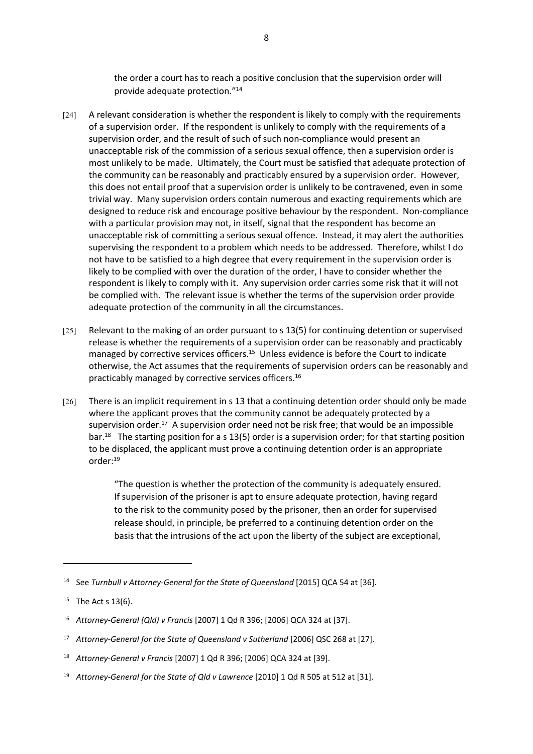> the order a court has to reach a positive conclusion that the supervision order will provide adequate protection."[14]

[24] A relevant consideration is whether the respondent is likely to comply with the requirements of a supervision order. If the respondent is unlikely to comply with the requirements of a supervision order, and the result of such of such non-compliance would present an unacceptable risk of the commission of a serious sexual offence, then a supervision order is most unlikely to be made. Ultimately, the Court must be satisfied that adequate protection of the community can be reasonably and practicably ensured by a supervision order. However, this does not entail proof that a supervision order is unlikely to be contravened, even in some trivial way. Many supervision orders contain numerous and exacting requirements which are designed to reduce risk and encourage positive behaviour by the respondent. Non-compliance with a particular provision may not, in itself, signal that the respondent has become an unacceptable risk of committing a serious sexual offence. Instead, it may alert the authorities supervising the respondent to a problem which needs to be addressed. Therefore, whilst I do not have to be satisfied to a high degree that every requirement in the supervision order is likely to be complied with over the duration of the order, I have to consider whether the respondent is likely to comply with it. Any supervision order carries some risk that it will not be complied with. The relevant issue is whether the terms of the supervision order provide adequate protection of the community in all the circumstances.

[25] Relevant to the making of an order pursuant to s 13(5) for continuing detention or supervised release is whether the requirements of a supervision order can be reasonably and practicably managed by corrective services officers.[15] Unless evidence is before the Court to indicate otherwise, the Act assumes that the requirements of supervision orders can be reasonably and practicably managed by corrective services officers.[16]

[26] There is an implicit requirement in s 13 that a continuing detention order should only be made where the applicant proves that the community cannot be adequately protected by a supervision order.[17] A supervision order need not be risk free; that would be an impossible bar.[18] The starting position for a s 13(5) order is a supervision order; for that starting position to be displaced, the applicant must prove a continuing detention order is an appropriate order:[19]

> "The question is whether the protection of the community is adequately ensured. If supervision of the prisoner is apt to ensure adequate protection, having regard to the risk to the community posed by the prisoner, then an order for supervised release should, in principle, be preferred to a continuing detention order on the basis that the intrusions of the act upon the liberty of the subject are exceptional,

---

[14] See *Turnbull v Attorney-General for the State of Queensland* [2015] QCA 54 at [36].

[15] The Act s 13(6).

[16] *Attorney-General (Qld) v Francis* [2007] 1 Qd R 396; [2006] QCA 324 at [37].

[17] *Attorney-General for the State of Queensland v Sutherland* [2006] QSC 268 at [27].

[18] *Attorney-General v Francis* [2007] 1 Qd R 396; [2006] QCA 324 at [39].

[19] *Attorney-General for the State of Qld v Lawrence* [2010] 1 Qd R 505 at 512 at [31].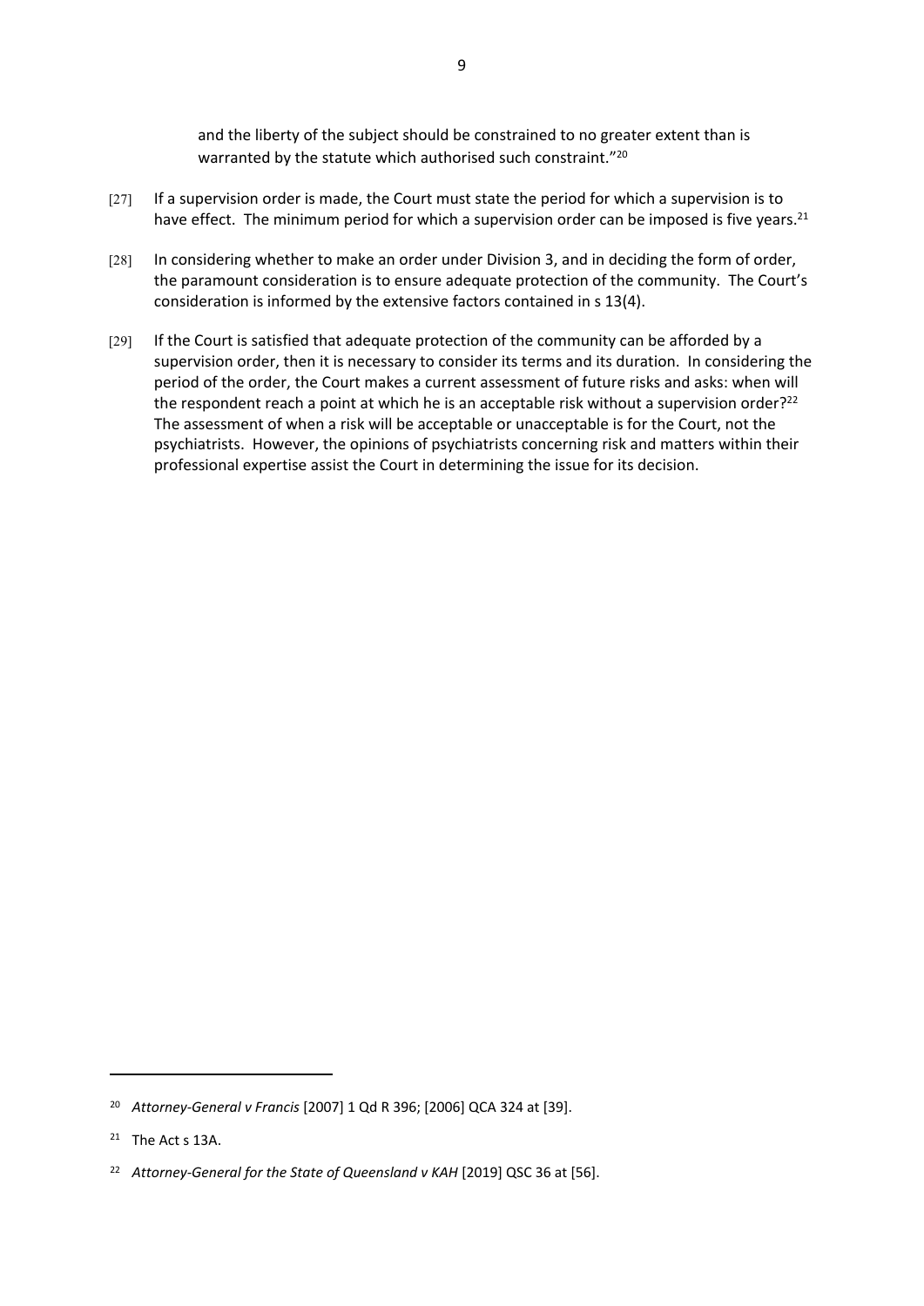and the liberty of the subject should be constrained to no greater extent than is warranted by the statute which authorised such constraint."[20]

[27] If a supervision order is made, the Court must state the period for which a supervision is to have effect. The minimum period for which a supervision order can be imposed is five years.[21]

[28] In considering whether to make an order under Division 3, and in deciding the form of order, the paramount consideration is to ensure adequate protection of the community. The Court's consideration is informed by the extensive factors contained in s 13(4).

[29] If the Court is satisfied that adequate protection of the community can be afforded by a supervision order, then it is necessary to consider its terms and its duration. In considering the period of the order, the Court makes a current assessment of future risks and asks: when will the respondent reach a point at which he is an acceptable risk without a supervision order?[22] The assessment of when a risk will be acceptable or unacceptable is for the Court, not the psychiatrists. However, the opinions of psychiatrists concerning risk and matters within their professional expertise assist the Court in determining the issue for its decision.

---

[20] *Attorney-General v Francis* [2007] 1 Qd R 396; [2006] QCA 324 at [39].

[21] The Act s 13A.

[22] *Attorney-General for the State of Queensland v KAH* [2019] QSC 36 at [56].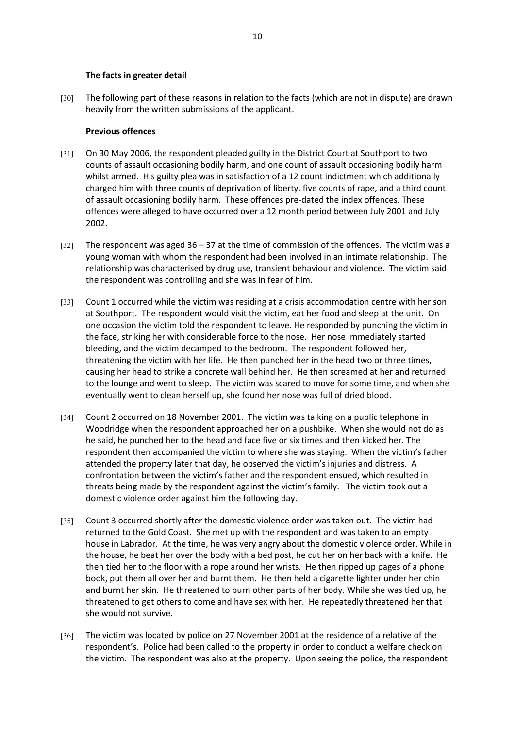**The facts in greater detail**

[30] The following part of these reasons in relation to the facts (which are not in dispute) are drawn heavily from the written submissions of the applicant.

**Previous offences**

[31] On 30 May 2006, the respondent pleaded guilty in the District Court at Southport to two counts of assault occasioning bodily harm, and one count of assault occasioning bodily harm whilst armed. His guilty plea was in satisfaction of a 12 count indictment which additionally charged him with three counts of deprivation of liberty, five counts of rape, and a third count of assault occasioning bodily harm. These offences pre-dated the index offences. These offences were alleged to have occurred over a 12 month period between July 2001 and July 2002.

[32] The respondent was aged 36 – 37 at the time of commission of the offences. The victim was a young woman with whom the respondent had been involved in an intimate relationship. The relationship was characterised by drug use, transient behaviour and violence. The victim said the respondent was controlling and she was in fear of him.

[33] Count 1 occurred while the victim was residing at a crisis accommodation centre with her son at Southport. The respondent would visit the victim, eat her food and sleep at the unit. On one occasion the victim told the respondent to leave. He responded by punching the victim in the face, striking her with considerable force to the nose. Her nose immediately started bleeding, and the victim decamped to the bedroom. The respondent followed her, threatening the victim with her life. He then punched her in the head two or three times, causing her head to strike a concrete wall behind her. He then screamed at her and returned to the lounge and went to sleep. The victim was scared to move for some time, and when she eventually went to clean herself up, she found her nose was full of dried blood.

[34] Count 2 occurred on 18 November 2001. The victim was talking on a public telephone in Woodridge when the respondent approached her on a pushbike. When she would not do as he said, he punched her to the head and face five or six times and then kicked her. The respondent then accompanied the victim to where she was staying. When the victim's father attended the property later that day, he observed the victim's injuries and distress. A confrontation between the victim's father and the respondent ensued, which resulted in threats being made by the respondent against the victim's family. The victim took out a domestic violence order against him the following day.

[35] Count 3 occurred shortly after the domestic violence order was taken out. The victim had returned to the Gold Coast. She met up with the respondent and was taken to an empty house in Labrador. At the time, he was very angry about the domestic violence order. While in the house, he beat her over the body with a bed post, he cut her on her back with a knife. He then tied her to the floor with a rope around her wrists. He then ripped up pages of a phone book, put them all over her and burnt them. He then held a cigarette lighter under her chin and burnt her skin. He threatened to burn other parts of her body. While she was tied up, he threatened to get others to come and have sex with her. He repeatedly threatened her that she would not survive.

[36] The victim was located by police on 27 November 2001 at the residence of a relative of the respondent's. Police had been called to the property in order to conduct a welfare check on the victim. The respondent was also at the property. Upon seeing the police, the respondent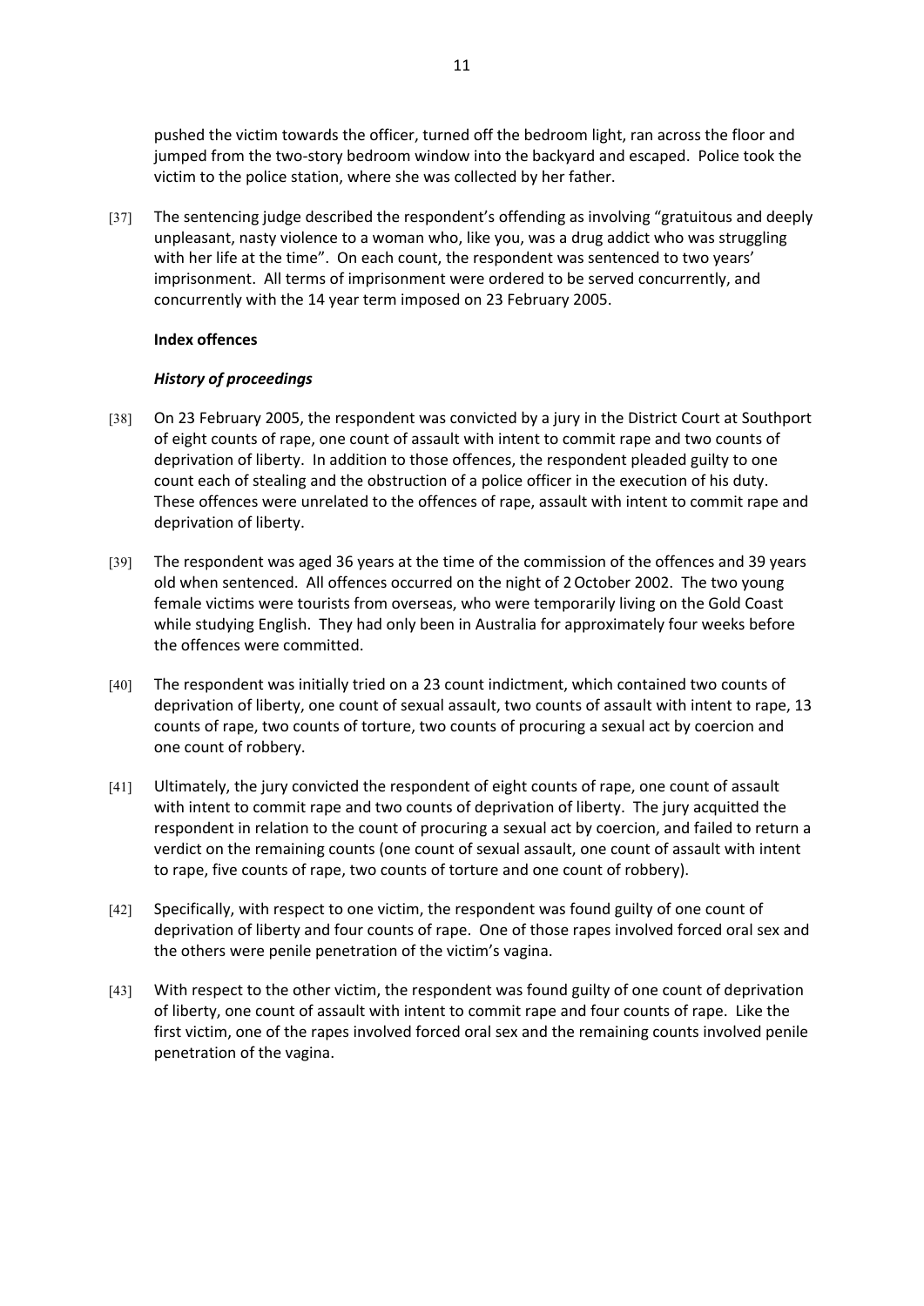pushed the victim towards the officer, turned off the bedroom light, ran across the floor and jumped from the two-story bedroom window into the backyard and escaped. Police took the victim to the police station, where she was collected by her father.

[37] The sentencing judge described the respondent's offending as involving "gratuitous and deeply unpleasant, nasty violence to a woman who, like you, was a drug addict who was struggling with her life at the time". On each count, the respondent was sentenced to two years' imprisonment. All terms of imprisonment were ordered to be served concurrently, and concurrently with the 14 year term imposed on 23 February 2005.

**Index offences**

***History of proceedings***

[38] On 23 February 2005, the respondent was convicted by a jury in the District Court at Southport of eight counts of rape, one count of assault with intent to commit rape and two counts of deprivation of liberty. In addition to those offences, the respondent pleaded guilty to one count each of stealing and the obstruction of a police officer in the execution of his duty. These offences were unrelated to the offences of rape, assault with intent to commit rape and deprivation of liberty.

[39] The respondent was aged 36 years at the time of the commission of the offences and 39 years old when sentenced. All offences occurred on the night of 2 October 2002. The two young female victims were tourists from overseas, who were temporarily living on the Gold Coast while studying English. They had only been in Australia for approximately four weeks before the offences were committed.

[40] The respondent was initially tried on a 23 count indictment, which contained two counts of deprivation of liberty, one count of sexual assault, two counts of assault with intent to rape, 13 counts of rape, two counts of torture, two counts of procuring a sexual act by coercion and one count of robbery.

[41] Ultimately, the jury convicted the respondent of eight counts of rape, one count of assault with intent to commit rape and two counts of deprivation of liberty. The jury acquitted the respondent in relation to the count of procuring a sexual act by coercion, and failed to return a verdict on the remaining counts (one count of sexual assault, one count of assault with intent to rape, five counts of rape, two counts of torture and one count of robbery).

[42] Specifically, with respect to one victim, the respondent was found guilty of one count of deprivation of liberty and four counts of rape. One of those rapes involved forced oral sex and the others were penile penetration of the victim's vagina.

[43] With respect to the other victim, the respondent was found guilty of one count of deprivation of liberty, one count of assault with intent to commit rape and four counts of rape. Like the first victim, one of the rapes involved forced oral sex and the remaining counts involved penile penetration of the vagina.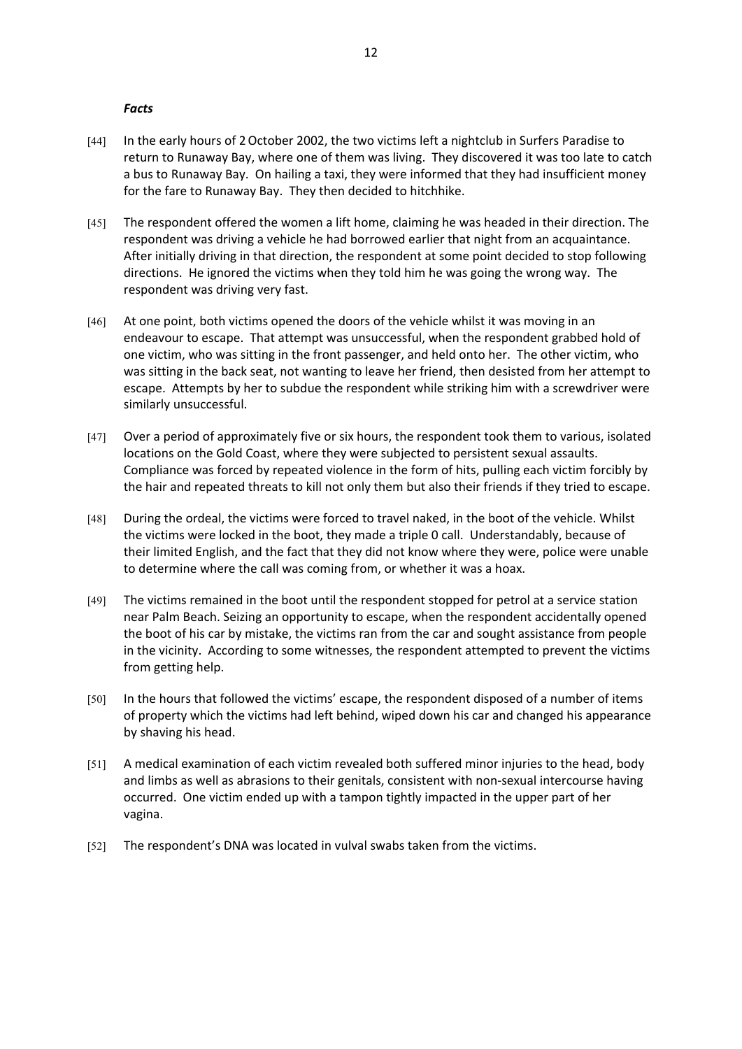***Facts***

[44] In the early hours of 2 October 2002, the two victims left a nightclub in Surfers Paradise to return to Runaway Bay, where one of them was living. They discovered it was too late to catch a bus to Runaway Bay. On hailing a taxi, they were informed that they had insufficient money for the fare to Runaway Bay. They then decided to hitchhike.

[45] The respondent offered the women a lift home, claiming he was headed in their direction. The respondent was driving a vehicle he had borrowed earlier that night from an acquaintance. After initially driving in that direction, the respondent at some point decided to stop following directions. He ignored the victims when they told him he was going the wrong way. The respondent was driving very fast.

[46] At one point, both victims opened the doors of the vehicle whilst it was moving in an endeavour to escape. That attempt was unsuccessful, when the respondent grabbed hold of one victim, who was sitting in the front passenger, and held onto her. The other victim, who was sitting in the back seat, not wanting to leave her friend, then desisted from her attempt to escape. Attempts by her to subdue the respondent while striking him with a screwdriver were similarly unsuccessful.

[47] Over a period of approximately five or six hours, the respondent took them to various, isolated locations on the Gold Coast, where they were subjected to persistent sexual assaults. Compliance was forced by repeated violence in the form of hits, pulling each victim forcibly by the hair and repeated threats to kill not only them but also their friends if they tried to escape.

[48] During the ordeal, the victims were forced to travel naked, in the boot of the vehicle. Whilst the victims were locked in the boot, they made a triple 0 call. Understandably, because of their limited English, and the fact that they did not know where they were, police were unable to determine where the call was coming from, or whether it was a hoax.

[49] The victims remained in the boot until the respondent stopped for petrol at a service station near Palm Beach. Seizing an opportunity to escape, when the respondent accidentally opened the boot of his car by mistake, the victims ran from the car and sought assistance from people in the vicinity. According to some witnesses, the respondent attempted to prevent the victims from getting help.

[50] In the hours that followed the victims' escape, the respondent disposed of a number of items of property which the victims had left behind, wiped down his car and changed his appearance by shaving his head.

[51] A medical examination of each victim revealed both suffered minor injuries to the head, body and limbs as well as abrasions to their genitals, consistent with non-sexual intercourse having occurred. One victim ended up with a tampon tightly impacted in the upper part of her vagina.

[52] The respondent's DNA was located in vulval swabs taken from the victims.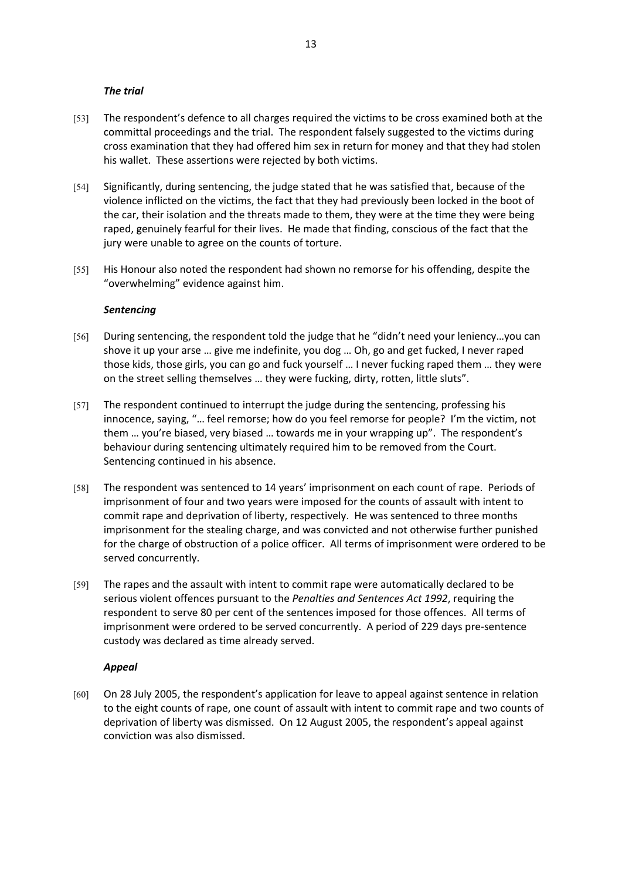### *The trial*

[53] The respondent's defence to all charges required the victims to be cross examined both at the committal proceedings and the trial. The respondent falsely suggested to the victims during cross examination that they had offered him sex in return for money and that they had stolen his wallet. These assertions were rejected by both victims.

[54] Significantly, during sentencing, the judge stated that he was satisfied that, because of the violence inflicted on the victims, the fact that they had previously been locked in the boot of the car, their isolation and the threats made to them, they were at the time they were being raped, genuinely fearful for their lives. He made that finding, conscious of the fact that the jury were unable to agree on the counts of torture.

[55] His Honour also noted the respondent had shown no remorse for his offending, despite the "overwhelming" evidence against him.

### *Sentencing*

[56] During sentencing, the respondent told the judge that he "didn't need your leniency…you can shove it up your arse … give me indefinite, you dog … Oh, go and get fucked, I never raped those kids, those girls, you can go and fuck yourself … I never fucking raped them … they were on the street selling themselves … they were fucking, dirty, rotten, little sluts".

[57] The respondent continued to interrupt the judge during the sentencing, professing his innocence, saying, "… feel remorse; how do you feel remorse for people? I'm the victim, not them … you're biased, very biased … towards me in your wrapping up". The respondent's behaviour during sentencing ultimately required him to be removed from the Court. Sentencing continued in his absence.

[58] The respondent was sentenced to 14 years' imprisonment on each count of rape. Periods of imprisonment of four and two years were imposed for the counts of assault with intent to commit rape and deprivation of liberty, respectively. He was sentenced to three months imprisonment for the stealing charge, and was convicted and not otherwise further punished for the charge of obstruction of a police officer. All terms of imprisonment were ordered to be served concurrently.

[59] The rapes and the assault with intent to commit rape were automatically declared to be serious violent offences pursuant to the *Penalties and Sentences Act 1992*, requiring the respondent to serve 80 per cent of the sentences imposed for those offences. All terms of imprisonment were ordered to be served concurrently. A period of 229 days pre-sentence custody was declared as time already served.

### *Appeal*

[60] On 28 July 2005, the respondent's application for leave to appeal against sentence in relation to the eight counts of rape, one count of assault with intent to commit rape and two counts of deprivation of liberty was dismissed. On 12 August 2005, the respondent's appeal against conviction was also dismissed.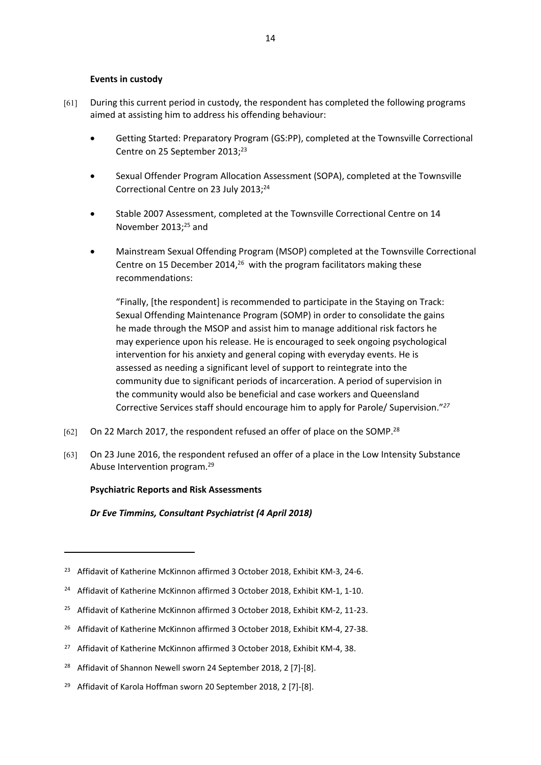**Events in custody**

[61] During this current period in custody, the respondent has completed the following programs aimed at assisting him to address his offending behaviour:

- Getting Started: Preparatory Program (GS:PP), completed at the Townsville Correctional Centre on 25 September 2013;[23]

- Sexual Offender Program Allocation Assessment (SOPA), completed at the Townsville Correctional Centre on 23 July 2013;[24]

- Stable 2007 Assessment, completed at the Townsville Correctional Centre on 14 November 2013;[25] and

- Mainstream Sexual Offending Program (MSOP) completed at the Townsville Correctional Centre on 15 December 2014,[26] with the program facilitators making these recommendations:

  "Finally, [the respondent] is recommended to participate in the Staying on Track: Sexual Offending Maintenance Program (SOMP) in order to consolidate the gains he made through the MSOP and assist him to manage additional risk factors he may experience upon his release. He is encouraged to seek ongoing psychological intervention for his anxiety and general coping with everyday events. He is assessed as needing a significant level of support to reintegrate into the community due to significant periods of incarceration. A period of supervision in the community would also be beneficial and case workers and Queensland Corrective Services staff should encourage him to apply for Parole/ Supervision."[27]

[62] On 22 March 2017, the respondent refused an offer of place on the SOMP.[28]

[63] On 23 June 2016, the respondent refused an offer of a place in the Low Intensity Substance Abuse Intervention program.[29]

**Psychiatric Reports and Risk Assessments**

***Dr Eve Timmins, Consultant Psychiatrist (4 April 2018)***

---

[23] Affidavit of Katherine McKinnon affirmed 3 October 2018, Exhibit KM-3, 24-6.

[24] Affidavit of Katherine McKinnon affirmed 3 October 2018, Exhibit KM-1, 1-10.

[25] Affidavit of Katherine McKinnon affirmed 3 October 2018, Exhibit KM-2, 11-23.

[26] Affidavit of Katherine McKinnon affirmed 3 October 2018, Exhibit KM-4, 27-38.

[27] Affidavit of Katherine McKinnon affirmed 3 October 2018, Exhibit KM-4, 38.

[28] Affidavit of Shannon Newell sworn 24 September 2018, 2 [7]-[8].

[29] Affidavit of Karola Hoffman sworn 20 September 2018, 2 [7]-[8].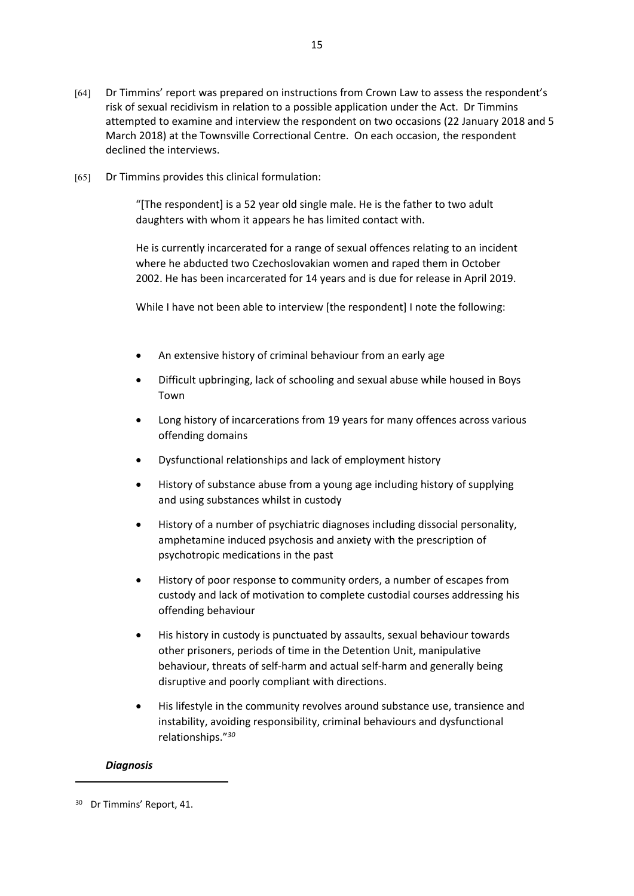[64] Dr Timmins' report was prepared on instructions from Crown Law to assess the respondent's risk of sexual recidivism in relation to a possible application under the Act. Dr Timmins attempted to examine and interview the respondent on two occasions (22 January 2018 and 5 March 2018) at the Townsville Correctional Centre. On each occasion, the respondent declined the interviews.

[65] Dr Timmins provides this clinical formulation:

> "[The respondent] is a 52 year old single male. He is the father to two adult daughters with whom it appears he has limited contact with.
>
> He is currently incarcerated for a range of sexual offences relating to an incident where he abducted two Czechoslovakian women and raped them in October 2002. He has been incarcerated for 14 years and is due for release in April 2019.
>
> While I have not been able to interview [the respondent] I note the following:
>
> - An extensive history of criminal behaviour from an early age
> - Difficult upbringing, lack of schooling and sexual abuse while housed in Boys Town
> - Long history of incarcerations from 19 years for many offences across various offending domains
> - Dysfunctional relationships and lack of employment history
> - History of substance abuse from a young age including history of supplying and using substances whilst in custody
> - History of a number of psychiatric diagnoses including dissocial personality, amphetamine induced psychosis and anxiety with the prescription of psychotropic medications in the past
> - History of poor response to community orders, a number of escapes from custody and lack of motivation to complete custodial courses addressing his offending behaviour
> - His history in custody is punctuated by assaults, sexual behaviour towards other prisoners, periods of time in the Detention Unit, manipulative behaviour, threats of self-harm and actual self-harm and generally being disruptive and poorly compliant with directions.
> - His lifestyle in the community revolves around substance use, transience and instability, avoiding responsibility, criminal behaviours and dysfunctional relationships."[30]

***Diagnosis***

[30] Dr Timmins' Report, 41.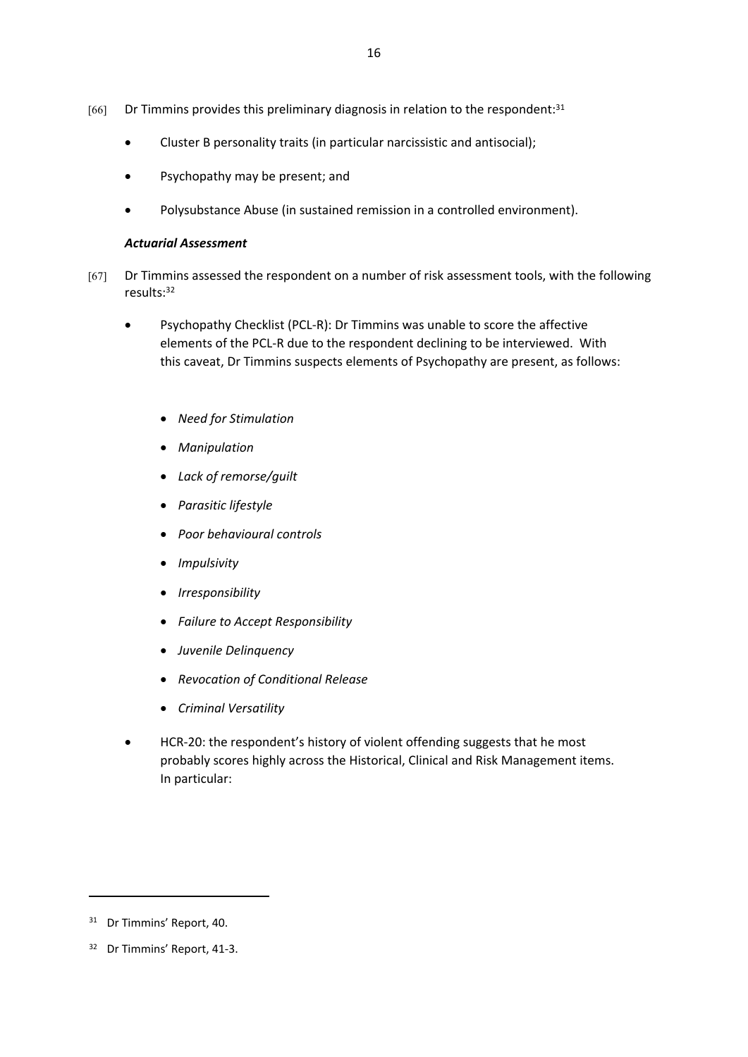[66] Dr Timmins provides this preliminary diagnosis in relation to the respondent:[31]

- Cluster B personality traits (in particular narcissistic and antisocial);
- Psychopathy may be present; and
- Polysubstance Abuse (in sustained remission in a controlled environment).

***Actuarial Assessment***

[67] Dr Timmins assessed the respondent on a number of risk assessment tools, with the following results:[32]

- Psychopathy Checklist (PCL-R): Dr Timmins was unable to score the affective elements of the PCL-R due to the respondent declining to be interviewed. With this caveat, Dr Timmins suspects elements of Psychopathy are present, as follows:
  - *Need for Stimulation*
  - *Manipulation*
  - *Lack of remorse/guilt*
  - *Parasitic lifestyle*
  - *Poor behavioural controls*
  - *Impulsivity*
  - *Irresponsibility*
  - *Failure to Accept Responsibility*
  - *Juvenile Delinquency*
  - *Revocation of Conditional Release*
  - *Criminal Versatility*
- HCR-20: the respondent's history of violent offending suggests that he most probably scores highly across the Historical, Clinical and Risk Management items. In particular:

---

[31] Dr Timmins' Report, 40.

[32] Dr Timmins' Report, 41-3.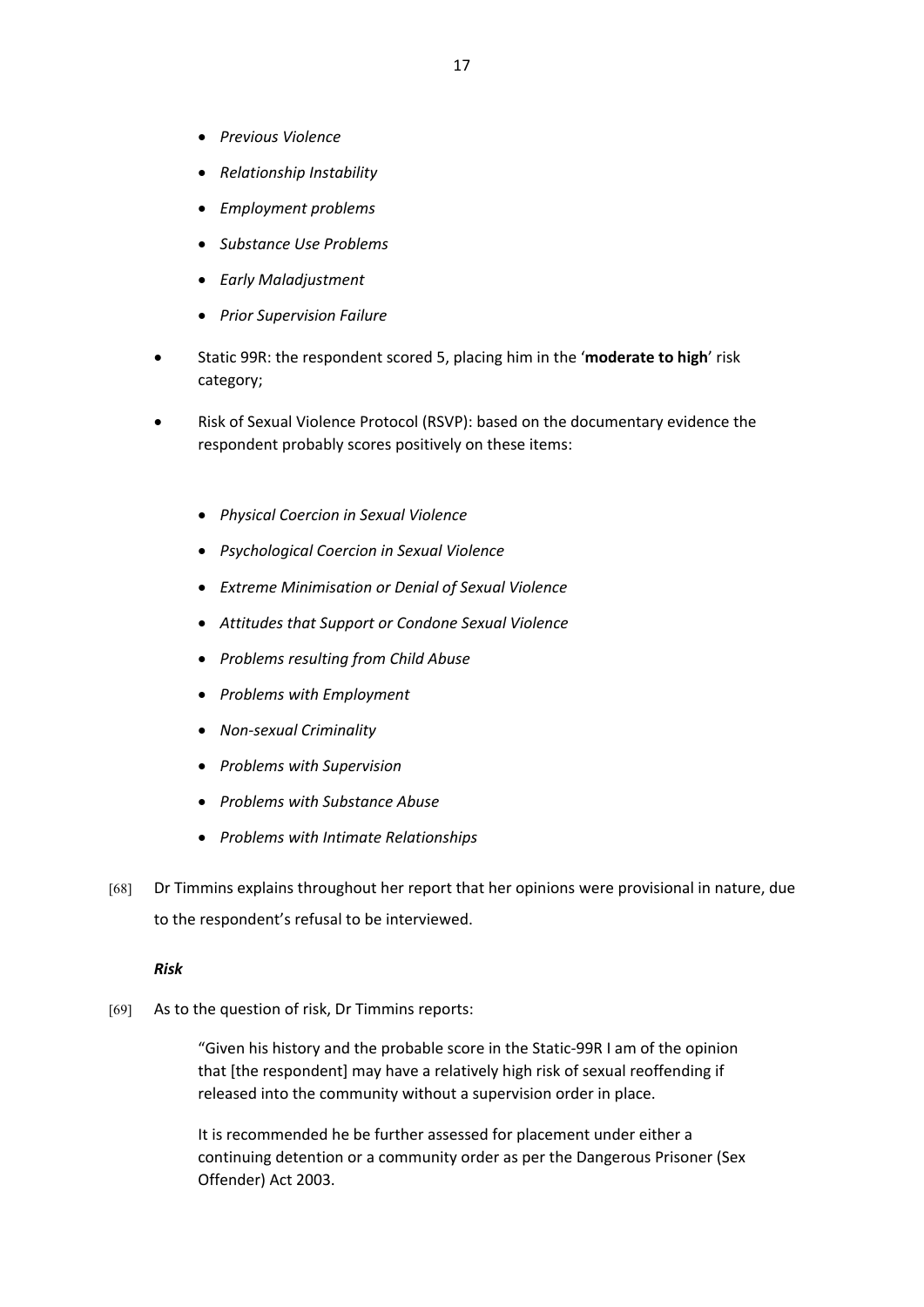- *Previous Violence*
- *Relationship Instability*
- *Employment problems*
- *Substance Use Problems*
- *Early Maladjustment*
- *Prior Supervision Failure*

- Static 99R: the respondent scored 5, placing him in the '**moderate to high**' risk category;

- Risk of Sexual Violence Protocol (RSVP): based on the documentary evidence the respondent probably scores positively on these items:

  - *Physical Coercion in Sexual Violence*
  - *Psychological Coercion in Sexual Violence*
  - *Extreme Minimisation or Denial of Sexual Violence*
  - *Attitudes that Support or Condone Sexual Violence*
  - *Problems resulting from Child Abuse*
  - *Problems with Employment*
  - *Non-sexual Criminality*
  - *Problems with Supervision*
  - *Problems with Substance Abuse*
  - *Problems with Intimate Relationships*

[68] Dr Timmins explains throughout her report that her opinions were provisional in nature, due to the respondent's refusal to be interviewed.

***Risk***

[69] As to the question of risk, Dr Timmins reports:

> "Given his history and the probable score in the Static-99R I am of the opinion that [the respondent] may have a relatively high risk of sexual reoffending if released into the community without a supervision order in place.
>
> It is recommended he be further assessed for placement under either a continuing detention or a community order as per the Dangerous Prisoner (Sex Offender) Act 2003.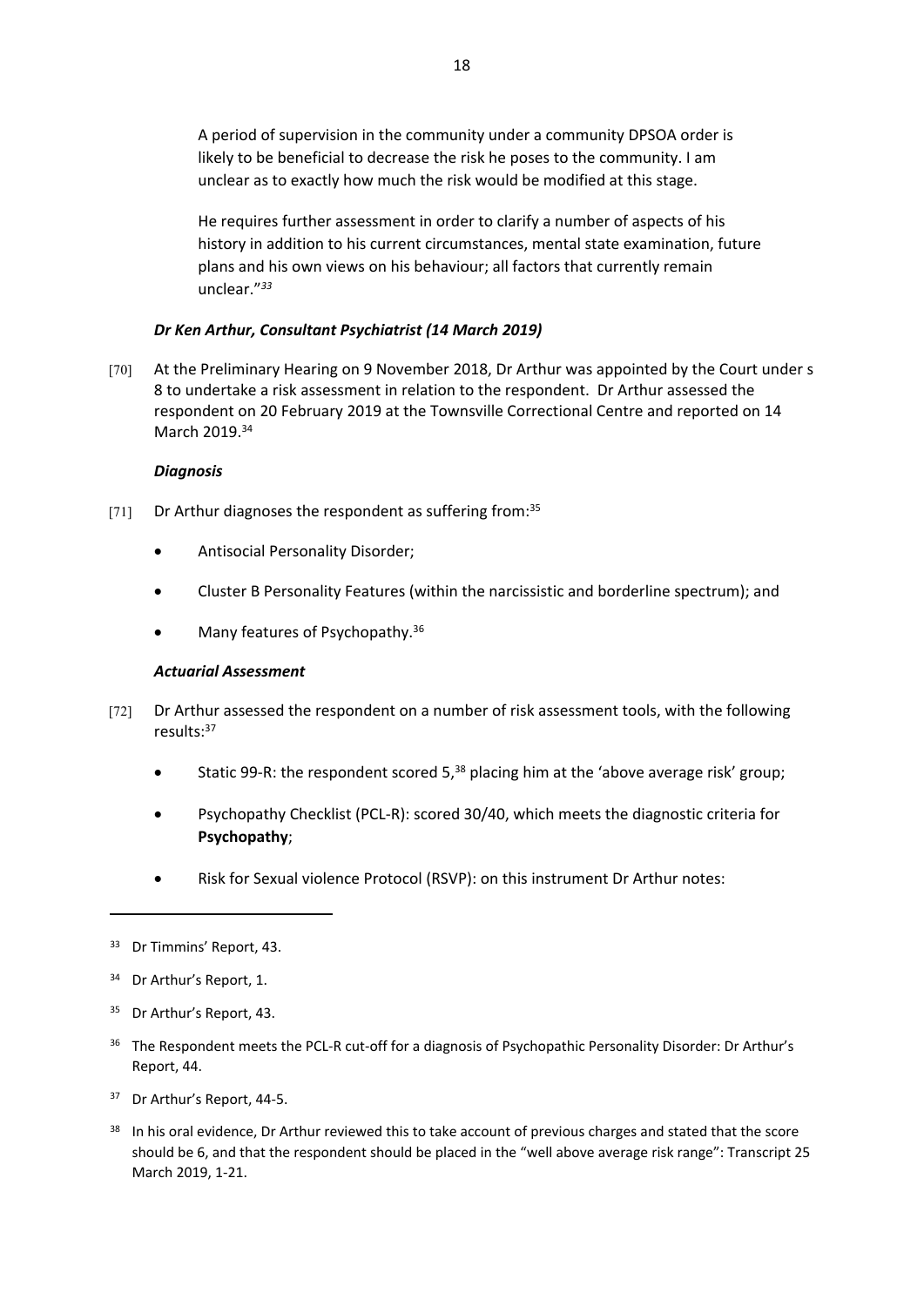> A period of supervision in the community under a community DPSOA order is likely to be beneficial to decrease the risk he poses to the community. I am unclear as to exactly how much the risk would be modified at this stage.
>
> He requires further assessment in order to clarify a number of aspects of his history in addition to his current circumstances, mental state examination, future plans and his own views on his behaviour; all factors that currently remain unclear."[33]

### *Dr Ken Arthur, Consultant Psychiatrist (14 March 2019)*

[70] At the Preliminary Hearing on 9 November 2018, Dr Arthur was appointed by the Court under s 8 to undertake a risk assessment in relation to the respondent. Dr Arthur assessed the respondent on 20 February 2019 at the Townsville Correctional Centre and reported on 14 March 2019.[34]

### *Diagnosis*

[71] Dr Arthur diagnoses the respondent as suffering from:[35]

- Antisocial Personality Disorder;
- Cluster B Personality Features (within the narcissistic and borderline spectrum); and
- Many features of Psychopathy.[36]

### *Actuarial Assessment*

[72] Dr Arthur assessed the respondent on a number of risk assessment tools, with the following results:[37]

- Static 99-R: the respondent scored 5,[38] placing him at the 'above average risk' group;
- Psychopathy Checklist (PCL-R): scored 30/40, which meets the diagnostic criteria for **Psychopathy**;
- Risk for Sexual violence Protocol (RSVP): on this instrument Dr Arthur notes:

---

[33] Dr Timmins' Report, 43.

[34] Dr Arthur's Report, 1.

[35] Dr Arthur's Report, 43.

[36] The Respondent meets the PCL-R cut-off for a diagnosis of Psychopathic Personality Disorder: Dr Arthur's Report, 44.

[37] Dr Arthur's Report, 44-5.

[38] In his oral evidence, Dr Arthur reviewed this to take account of previous charges and stated that the score should be 6, and that the respondent should be placed in the "well above average risk range": Transcript 25 March 2019, 1-21.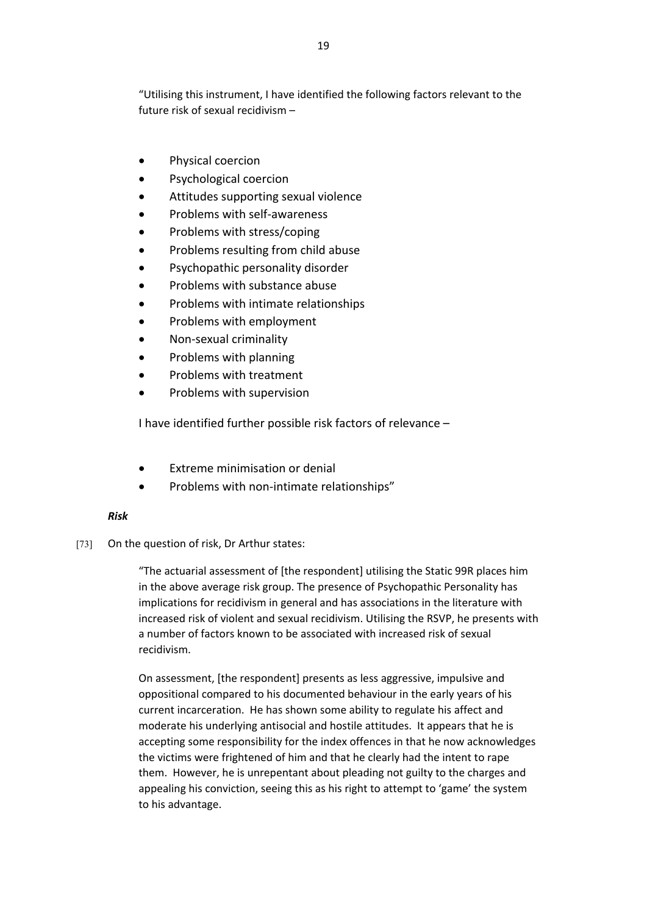"Utilising this instrument, I have identified the following factors relevant to the future risk of sexual recidivism –

- Physical coercion
- Psychological coercion
- Attitudes supporting sexual violence
- Problems with self-awareness
- Problems with stress/coping
- Problems resulting from child abuse
- Psychopathic personality disorder
- Problems with substance abuse
- Problems with intimate relationships
- Problems with employment
- Non-sexual criminality
- Problems with planning
- Problems with treatment
- Problems with supervision

I have identified further possible risk factors of relevance –

- Extreme minimisation or denial
- Problems with non-intimate relationships"

***Risk***

[73] On the question of risk, Dr Arthur states:

> "The actuarial assessment of [the respondent] utilising the Static 99R places him in the above average risk group. The presence of Psychopathic Personality has implications for recidivism in general and has associations in the literature with increased risk of violent and sexual recidivism. Utilising the RSVP, he presents with a number of factors known to be associated with increased risk of sexual recidivism.
>
> On assessment, [the respondent] presents as less aggressive, impulsive and oppositional compared to his documented behaviour in the early years of his current incarceration. He has shown some ability to regulate his affect and moderate his underlying antisocial and hostile attitudes. It appears that he is accepting some responsibility for the index offences in that he now acknowledges the victims were frightened of him and that he clearly had the intent to rape them. However, he is unrepentant about pleading not guilty to the charges and appealing his conviction, seeing this as his right to attempt to 'game' the system to his advantage.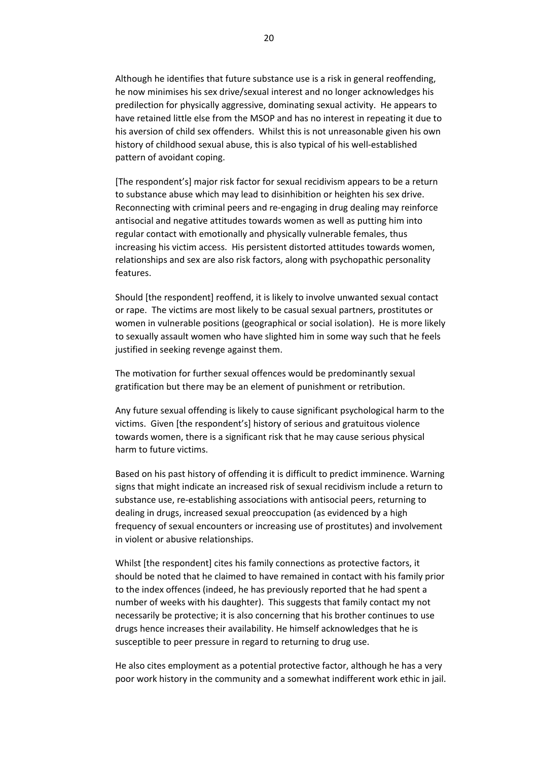Although he identifies that future substance use is a risk in general reoffending, he now minimises his sex drive/sexual interest and no longer acknowledges his predilection for physically aggressive, dominating sexual activity. He appears to have retained little else from the MSOP and has no interest in repeating it due to his aversion of child sex offenders. Whilst this is not unreasonable given his own history of childhood sexual abuse, this is also typical of his well-established pattern of avoidant coping.

[The respondent's] major risk factor for sexual recidivism appears to be a return to substance abuse which may lead to disinhibition or heighten his sex drive. Reconnecting with criminal peers and re-engaging in drug dealing may reinforce antisocial and negative attitudes towards women as well as putting him into regular contact with emotionally and physically vulnerable females, thus increasing his victim access. His persistent distorted attitudes towards women, relationships and sex are also risk factors, along with psychopathic personality features.

Should [the respondent] reoffend, it is likely to involve unwanted sexual contact or rape. The victims are most likely to be casual sexual partners, prostitutes or women in vulnerable positions (geographical or social isolation). He is more likely to sexually assault women who have slighted him in some way such that he feels justified in seeking revenge against them.

The motivation for further sexual offences would be predominantly sexual gratification but there may be an element of punishment or retribution.

Any future sexual offending is likely to cause significant psychological harm to the victims. Given [the respondent's] history of serious and gratuitous violence towards women, there is a significant risk that he may cause serious physical harm to future victims.

Based on his past history of offending it is difficult to predict imminence. Warning signs that might indicate an increased risk of sexual recidivism include a return to substance use, re-establishing associations with antisocial peers, returning to dealing in drugs, increased sexual preoccupation (as evidenced by a high frequency of sexual encounters or increasing use of prostitutes) and involvement in violent or abusive relationships.

Whilst [the respondent] cites his family connections as protective factors, it should be noted that he claimed to have remained in contact with his family prior to the index offences (indeed, he has previously reported that he had spent a number of weeks with his daughter). This suggests that family contact my not necessarily be protective; it is also concerning that his brother continues to use drugs hence increases their availability. He himself acknowledges that he is susceptible to peer pressure in regard to returning to drug use.

He also cites employment as a potential protective factor, although he has a very poor work history in the community and a somewhat indifferent work ethic in jail.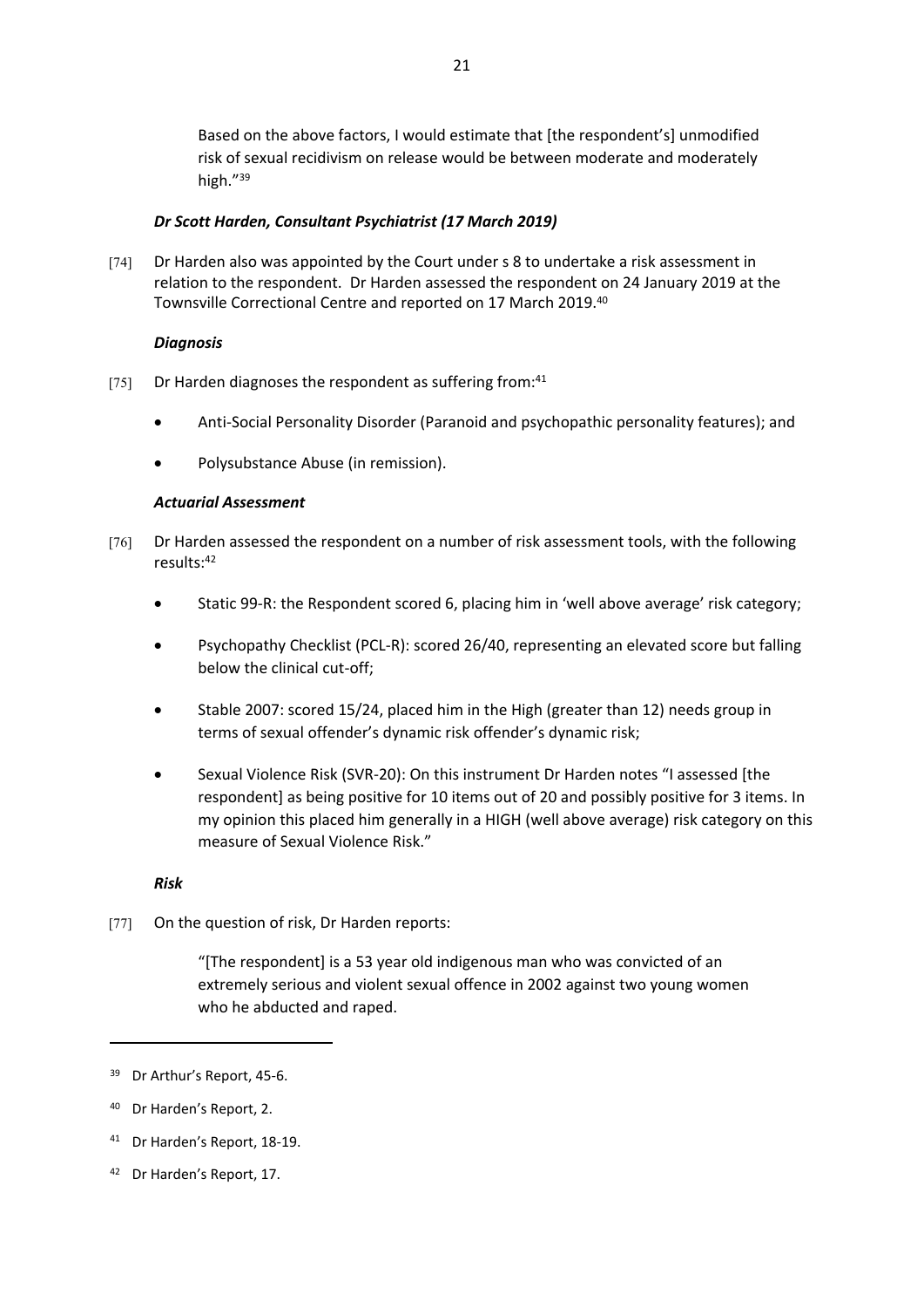> Based on the above factors, I would estimate that [the respondent's] unmodified risk of sexual recidivism on release would be between moderate and moderately high."[39]

### *Dr Scott Harden, Consultant Psychiatrist (17 March 2019)*

[74] Dr Harden also was appointed by the Court under s 8 to undertake a risk assessment in relation to the respondent. Dr Harden assessed the respondent on 24 January 2019 at the Townsville Correctional Centre and reported on 17 March 2019.[40]

#### *Diagnosis*

[75] Dr Harden diagnoses the respondent as suffering from:[41]

- Anti-Social Personality Disorder (Paranoid and psychopathic personality features); and
- Polysubstance Abuse (in remission).

#### *Actuarial Assessment*

[76] Dr Harden assessed the respondent on a number of risk assessment tools, with the following results:[42]

- Static 99-R: the Respondent scored 6, placing him in 'well above average' risk category;
- Psychopathy Checklist (PCL-R): scored 26/40, representing an elevated score but falling below the clinical cut-off;
- Stable 2007: scored 15/24, placed him in the High (greater than 12) needs group in terms of sexual offender's dynamic risk offender's dynamic risk;
- Sexual Violence Risk (SVR-20): On this instrument Dr Harden notes "I assessed [the respondent] as being positive for 10 items out of 20 and possibly positive for 3 items. In my opinion this placed him generally in a HIGH (well above average) risk category on this measure of Sexual Violence Risk."

#### *Risk*

[77] On the question of risk, Dr Harden reports:

> "[The respondent] is a 53 year old indigenous man who was convicted of an extremely serious and violent sexual offence in 2002 against two young women who he abducted and raped.

---

[39] Dr Arthur's Report, 45-6.

[40] Dr Harden's Report, 2.

[41] Dr Harden's Report, 18-19.

[42] Dr Harden's Report, 17.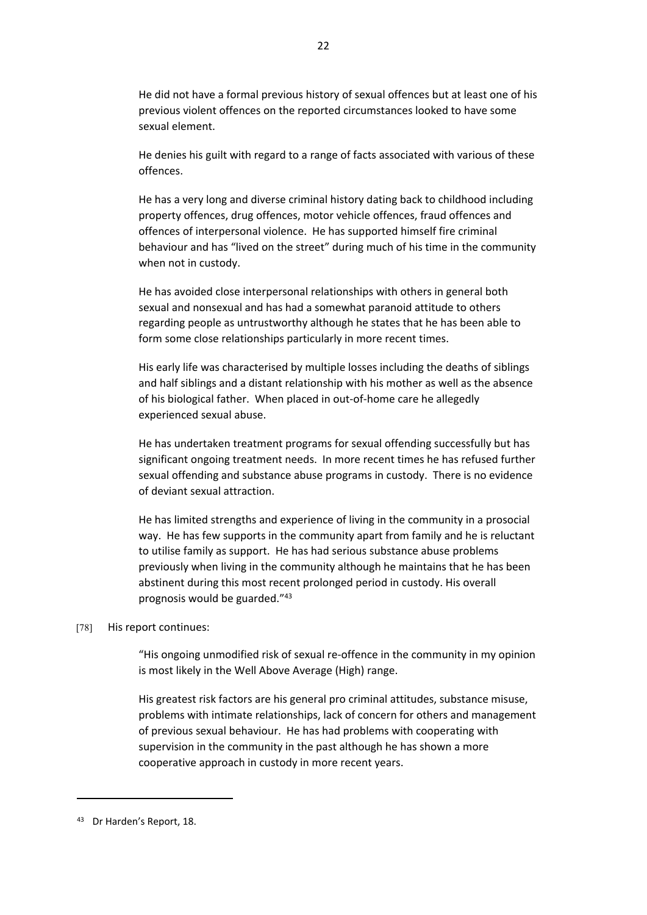He did not have a formal previous history of sexual offences but at least one of his previous violent offences on the reported circumstances looked to have some sexual element.

He denies his guilt with regard to a range of facts associated with various of these offences.

He has a very long and diverse criminal history dating back to childhood including property offences, drug offences, motor vehicle offences, fraud offences and offences of interpersonal violence. He has supported himself fire criminal behaviour and has "lived on the street" during much of his time in the community when not in custody.

He has avoided close interpersonal relationships with others in general both sexual and nonsexual and has had a somewhat paranoid attitude to others regarding people as untrustworthy although he states that he has been able to form some close relationships particularly in more recent times.

His early life was characterised by multiple losses including the deaths of siblings and half siblings and a distant relationship with his mother as well as the absence of his biological father. When placed in out-of-home care he allegedly experienced sexual abuse.

He has undertaken treatment programs for sexual offending successfully but has significant ongoing treatment needs. In more recent times he has refused further sexual offending and substance abuse programs in custody. There is no evidence of deviant sexual attraction.

He has limited strengths and experience of living in the community in a prosocial way. He has few supports in the community apart from family and he is reluctant to utilise family as support. He has had serious substance abuse problems previously when living in the community although he maintains that he has been abstinent during this most recent prolonged period in custody. His overall prognosis would be guarded."[43]

[78] His report continues:

"His ongoing unmodified risk of sexual re-offence in the community in my opinion is most likely in the Well Above Average (High) range.

His greatest risk factors are his general pro criminal attitudes, substance misuse, problems with intimate relationships, lack of concern for others and management of previous sexual behaviour. He has had problems with cooperating with supervision in the community in the past although he has shown a more cooperative approach in custody in more recent years.

---

[43] Dr Harden's Report, 18.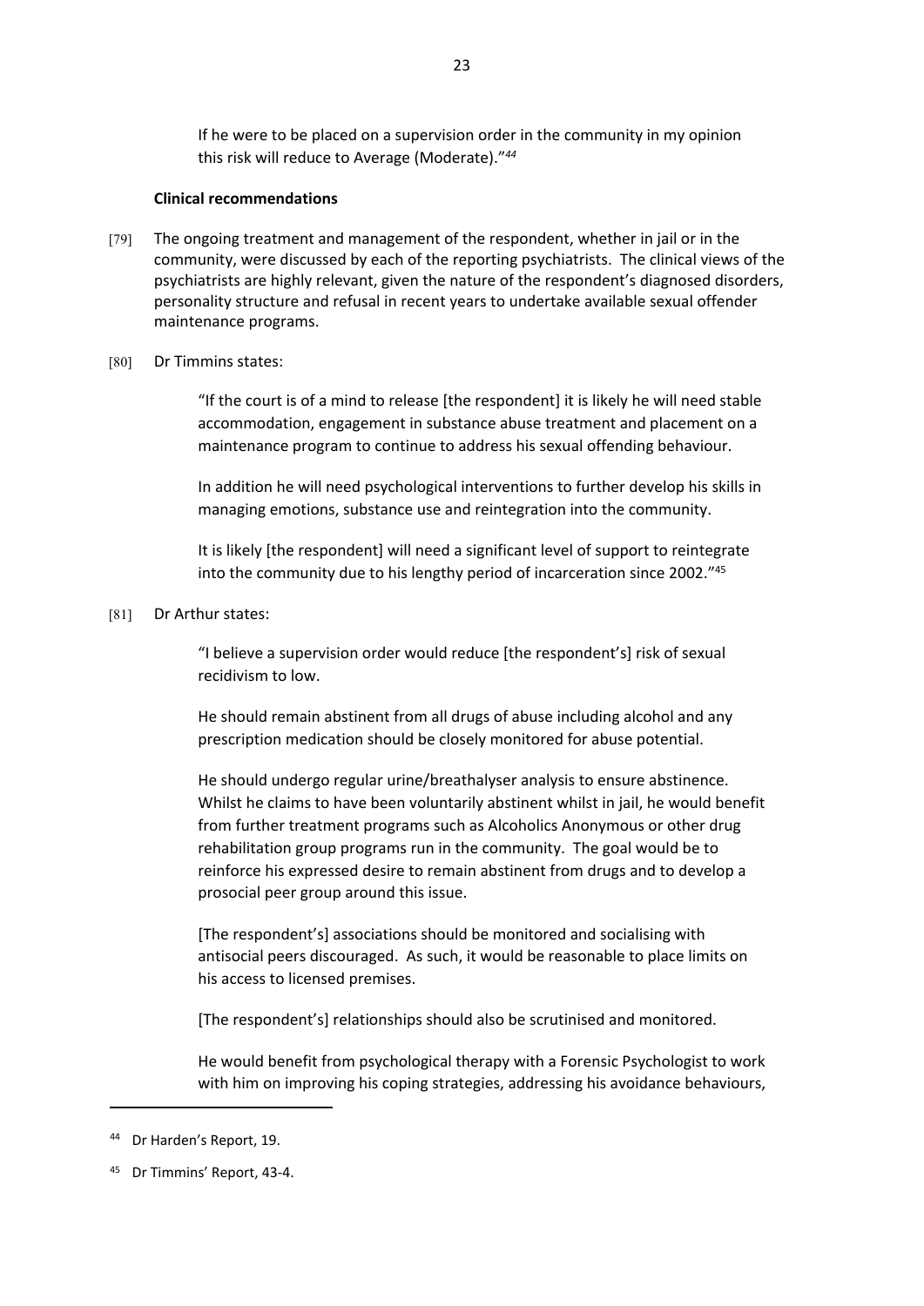> If he were to be placed on a supervision order in the community in my opinion this risk will reduce to Average (Moderate).”[44]

**Clinical recommendations**

[79] The ongoing treatment and management of the respondent, whether in jail or in the community, were discussed by each of the reporting psychiatrists. The clinical views of the psychiatrists are highly relevant, given the nature of the respondent’s diagnosed disorders, personality structure and refusal in recent years to undertake available sexual offender maintenance programs.

[80] Dr Timmins states:

> “If the court is of a mind to release [the respondent] it is likely he will need stable accommodation, engagement in substance abuse treatment and placement on a maintenance program to continue to address his sexual offending behaviour.
>
> In addition he will need psychological interventions to further develop his skills in managing emotions, substance use and reintegration into the community.
>
> It is likely [the respondent] will need a significant level of support to reintegrate into the community due to his lengthy period of incarceration since 2002.”[45]

[81] Dr Arthur states:

> “I believe a supervision order would reduce [the respondent’s] risk of sexual recidivism to low.
>
> He should remain abstinent from all drugs of abuse including alcohol and any prescription medication should be closely monitored for abuse potential.
>
> He should undergo regular urine/breathalyser analysis to ensure abstinence. Whilst he claims to have been voluntarily abstinent whilst in jail, he would benefit from further treatment programs such as Alcoholics Anonymous or other drug rehabilitation group programs run in the community. The goal would be to reinforce his expressed desire to remain abstinent from drugs and to develop a prosocial peer group around this issue.
>
> [The respondent’s] associations should be monitored and socialising with antisocial peers discouraged. As such, it would be reasonable to place limits on his access to licensed premises.
>
> [The respondent’s] relationships should also be scrutinised and monitored.
>
> He would benefit from psychological therapy with a Forensic Psychologist to work with him on improving his coping strategies, addressing his avoidance behaviours,

---

[44] Dr Harden’s Report, 19.

[45] Dr Timmins’ Report, 43-4.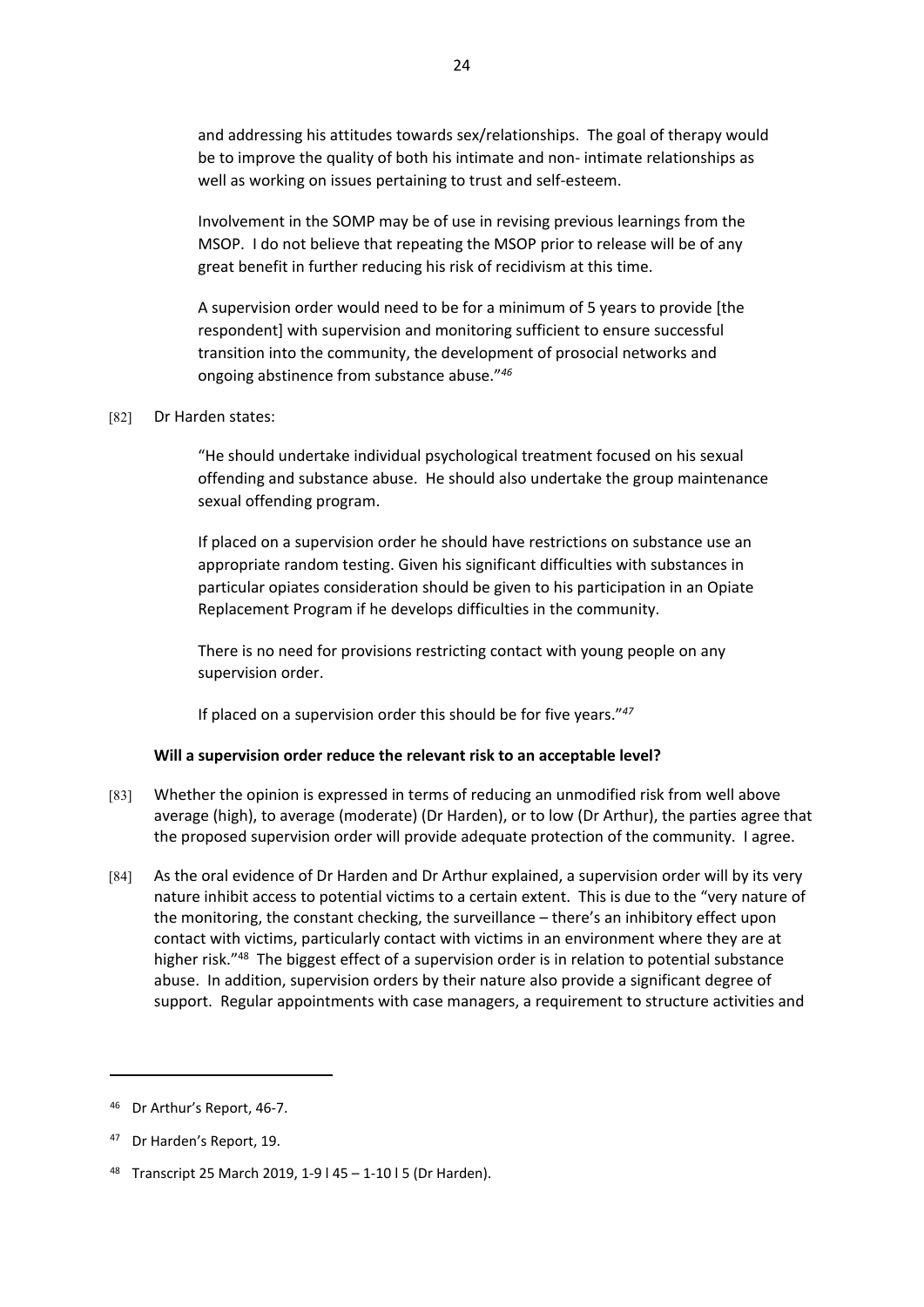and addressing his attitudes towards sex/relationships. The goal of therapy would be to improve the quality of both his intimate and non- intimate relationships as well as working on issues pertaining to trust and self-esteem.

Involvement in the SOMP may be of use in revising previous learnings from the MSOP. I do not believe that repeating the MSOP prior to release will be of any great benefit in further reducing his risk of recidivism at this time.

A supervision order would need to be for a minimum of 5 years to provide [the respondent] with supervision and monitoring sufficient to ensure successful transition into the community, the development of prosocial networks and ongoing abstinence from substance abuse."[46]

[82] Dr Harden states:

"He should undertake individual psychological treatment focused on his sexual offending and substance abuse. He should also undertake the group maintenance sexual offending program.

If placed on a supervision order he should have restrictions on substance use an appropriate random testing. Given his significant difficulties with substances in particular opiates consideration should be given to his participation in an Opiate Replacement Program if he develops difficulties in the community.

There is no need for provisions restricting contact with young people on any supervision order.

If placed on a supervision order this should be for five years."[47]

**Will a supervision order reduce the relevant risk to an acceptable level?**

[83] Whether the opinion is expressed in terms of reducing an unmodified risk from well above average (high), to average (moderate) (Dr Harden), or to low (Dr Arthur), the parties agree that the proposed supervision order will provide adequate protection of the community. I agree.

[84] As the oral evidence of Dr Harden and Dr Arthur explained, a supervision order will by its very nature inhibit access to potential victims to a certain extent. This is due to the "very nature of the monitoring, the constant checking, the surveillance – there's an inhibitory effect upon contact with victims, particularly contact with victims in an environment where they are at higher risk."[48] The biggest effect of a supervision order is in relation to potential substance abuse. In addition, supervision orders by their nature also provide a significant degree of support. Regular appointments with case managers, a requirement to structure activities and

---

[46] Dr Arthur's Report, 46-7.

[47] Dr Harden's Report, 19.

[48] Transcript 25 March 2019, 1-9 l 45 – 1-10 l 5 (Dr Harden).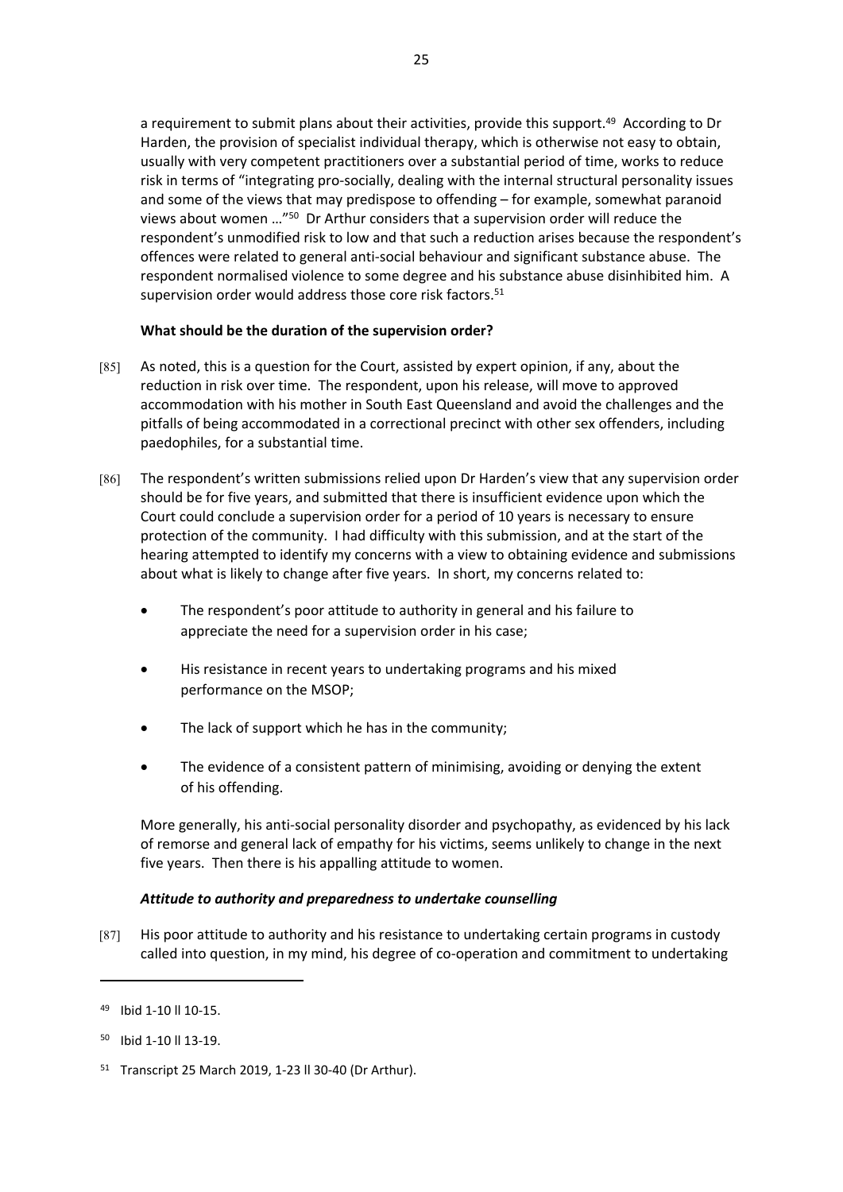a requirement to submit plans about their activities, provide this support.[49] According to Dr Harden, the provision of specialist individual therapy, which is otherwise not easy to obtain, usually with very competent practitioners over a substantial period of time, works to reduce risk in terms of "integrating pro-socially, dealing with the internal structural personality issues and some of the views that may predispose to offending – for example, somewhat paranoid views about women …"[50] Dr Arthur considers that a supervision order will reduce the respondent's unmodified risk to low and that such a reduction arises because the respondent's offences were related to general anti-social behaviour and significant substance abuse. The respondent normalised violence to some degree and his substance abuse disinhibited him. A supervision order would address those core risk factors.[51]

**What should be the duration of the supervision order?**

[85] As noted, this is a question for the Court, assisted by expert opinion, if any, about the reduction in risk over time. The respondent, upon his release, will move to approved accommodation with his mother in South East Queensland and avoid the challenges and the pitfalls of being accommodated in a correctional precinct with other sex offenders, including paedophiles, for a substantial time.

[86] The respondent's written submissions relied upon Dr Harden's view that any supervision order should be for five years, and submitted that there is insufficient evidence upon which the Court could conclude a supervision order for a period of 10 years is necessary to ensure protection of the community. I had difficulty with this submission, and at the start of the hearing attempted to identify my concerns with a view to obtaining evidence and submissions about what is likely to change after five years. In short, my concerns related to:

- The respondent's poor attitude to authority in general and his failure to appreciate the need for a supervision order in his case;
- His resistance in recent years to undertaking programs and his mixed performance on the MSOP;
- The lack of support which he has in the community;
- The evidence of a consistent pattern of minimising, avoiding or denying the extent of his offending.

More generally, his anti-social personality disorder and psychopathy, as evidenced by his lack of remorse and general lack of empathy for his victims, seems unlikely to change in the next five years. Then there is his appalling attitude to women.

***Attitude to authority and preparedness to undertake counselling***

[87] His poor attitude to authority and his resistance to undertaking certain programs in custody called into question, in my mind, his degree of co-operation and commitment to undertaking

---

[49] Ibid 1-10 ll 10-15.

[50] Ibid 1-10 ll 13-19.

[51] Transcript 25 March 2019, 1-23 ll 30-40 (Dr Arthur).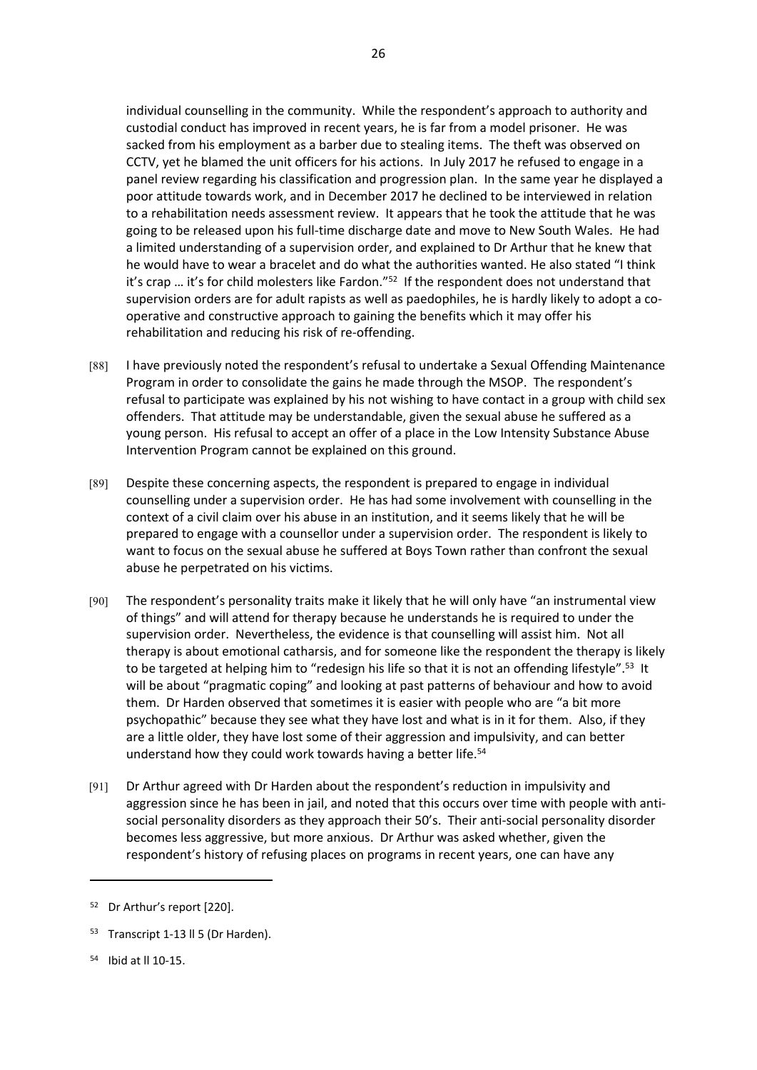individual counselling in the community. While the respondent's approach to authority and custodial conduct has improved in recent years, he is far from a model prisoner. He was sacked from his employment as a barber due to stealing items. The theft was observed on CCTV, yet he blamed the unit officers for his actions. In July 2017 he refused to engage in a panel review regarding his classification and progression plan. In the same year he displayed a poor attitude towards work, and in December 2017 he declined to be interviewed in relation to a rehabilitation needs assessment review. It appears that he took the attitude that he was going to be released upon his full-time discharge date and move to New South Wales. He had a limited understanding of a supervision order, and explained to Dr Arthur that he knew that he would have to wear a bracelet and do what the authorities wanted. He also stated "I think it's crap … it's for child molesters like Fardon."[52] If the respondent does not understand that supervision orders are for adult rapists as well as paedophiles, he is hardly likely to adopt a co-operative and constructive approach to gaining the benefits which it may offer his rehabilitation and reducing his risk of re-offending.

[88] I have previously noted the respondent's refusal to undertake a Sexual Offending Maintenance Program in order to consolidate the gains he made through the MSOP. The respondent's refusal to participate was explained by his not wishing to have contact in a group with child sex offenders. That attitude may be understandable, given the sexual abuse he suffered as a young person. His refusal to accept an offer of a place in the Low Intensity Substance Abuse Intervention Program cannot be explained on this ground.

[89] Despite these concerning aspects, the respondent is prepared to engage in individual counselling under a supervision order. He has had some involvement with counselling in the context of a civil claim over his abuse in an institution, and it seems likely that he will be prepared to engage with a counsellor under a supervision order. The respondent is likely to want to focus on the sexual abuse he suffered at Boys Town rather than confront the sexual abuse he perpetrated on his victims.

[90] The respondent's personality traits make it likely that he will only have "an instrumental view of things" and will attend for therapy because he understands he is required to under the supervision order. Nevertheless, the evidence is that counselling will assist him. Not all therapy is about emotional catharsis, and for someone like the respondent the therapy is likely to be targeted at helping him to "redesign his life so that it is not an offending lifestyle".[53] It will be about "pragmatic coping" and looking at past patterns of behaviour and how to avoid them. Dr Harden observed that sometimes it is easier with people who are "a bit more psychopathic" because they see what they have lost and what is in it for them. Also, if they are a little older, they have lost some of their aggression and impulsivity, and can better understand how they could work towards having a better life.[54]

[91] Dr Arthur agreed with Dr Harden about the respondent's reduction in impulsivity and aggression since he has been in jail, and noted that this occurs over time with people with anti-social personality disorders as they approach their 50's. Their anti-social personality disorder becomes less aggressive, but more anxious. Dr Arthur was asked whether, given the respondent's history of refusing places on programs in recent years, one can have any

---

[52] Dr Arthur's report [220].

[53] Transcript 1-13 ll 5 (Dr Harden).

[54] Ibid at ll 10-15.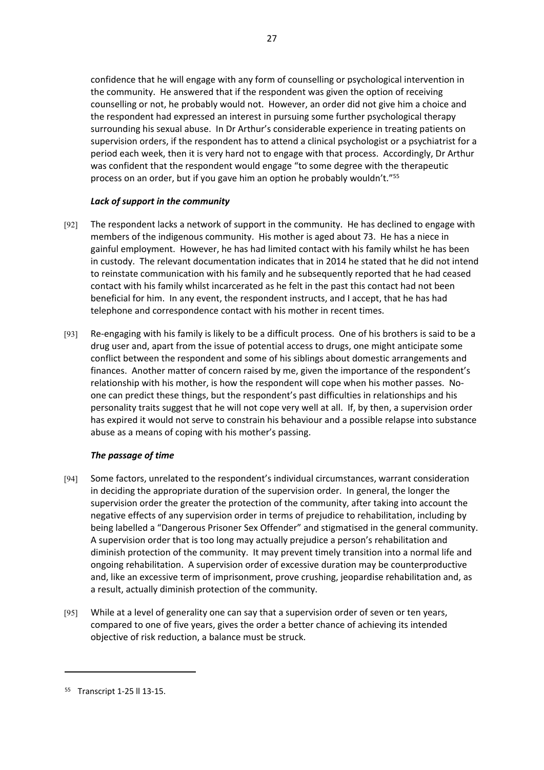confidence that he will engage with any form of counselling or psychological intervention in the community. He answered that if the respondent was given the option of receiving counselling or not, he probably would not. However, an order did not give him a choice and the respondent had expressed an interest in pursuing some further psychological therapy surrounding his sexual abuse. In Dr Arthur's considerable experience in treating patients on supervision orders, if the respondent has to attend a clinical psychologist or a psychiatrist for a period each week, then it is very hard not to engage with that process. Accordingly, Dr Arthur was confident that the respondent would engage "to some degree with the therapeutic process on an order, but if you gave him an option he probably wouldn't."[55]

***Lack of support in the community***

[92] The respondent lacks a network of support in the community. He has declined to engage with members of the indigenous community. His mother is aged about 73. He has a niece in gainful employment. However, he has had limited contact with his family whilst he has been in custody. The relevant documentation indicates that in 2014 he stated that he did not intend to reinstate communication with his family and he subsequently reported that he had ceased contact with his family whilst incarcerated as he felt in the past this contact had not been beneficial for him. In any event, the respondent instructs, and I accept, that he has had telephone and correspondence contact with his mother in recent times.

[93] Re-engaging with his family is likely to be a difficult process. One of his brothers is said to be a drug user and, apart from the issue of potential access to drugs, one might anticipate some conflict between the respondent and some of his siblings about domestic arrangements and finances. Another matter of concern raised by me, given the importance of the respondent's relationship with his mother, is how the respondent will cope when his mother passes. No-one can predict these things, but the respondent's past difficulties in relationships and his personality traits suggest that he will not cope very well at all. If, by then, a supervision order has expired it would not serve to constrain his behaviour and a possible relapse into substance abuse as a means of coping with his mother's passing.

***The passage of time***

[94] Some factors, unrelated to the respondent's individual circumstances, warrant consideration in deciding the appropriate duration of the supervision order. In general, the longer the supervision order the greater the protection of the community, after taking into account the negative effects of any supervision order in terms of prejudice to rehabilitation, including by being labelled a "Dangerous Prisoner Sex Offender" and stigmatised in the general community. A supervision order that is too long may actually prejudice a person's rehabilitation and diminish protection of the community. It may prevent timely transition into a normal life and ongoing rehabilitation. A supervision order of excessive duration may be counterproductive and, like an excessive term of imprisonment, prove crushing, jeopardise rehabilitation and, as a result, actually diminish protection of the community.

[95] While at a level of generality one can say that a supervision order of seven or ten years, compared to one of five years, gives the order a better chance of achieving its intended objective of risk reduction, a balance must be struck.

---

[55] Transcript 1-25 ll 13-15.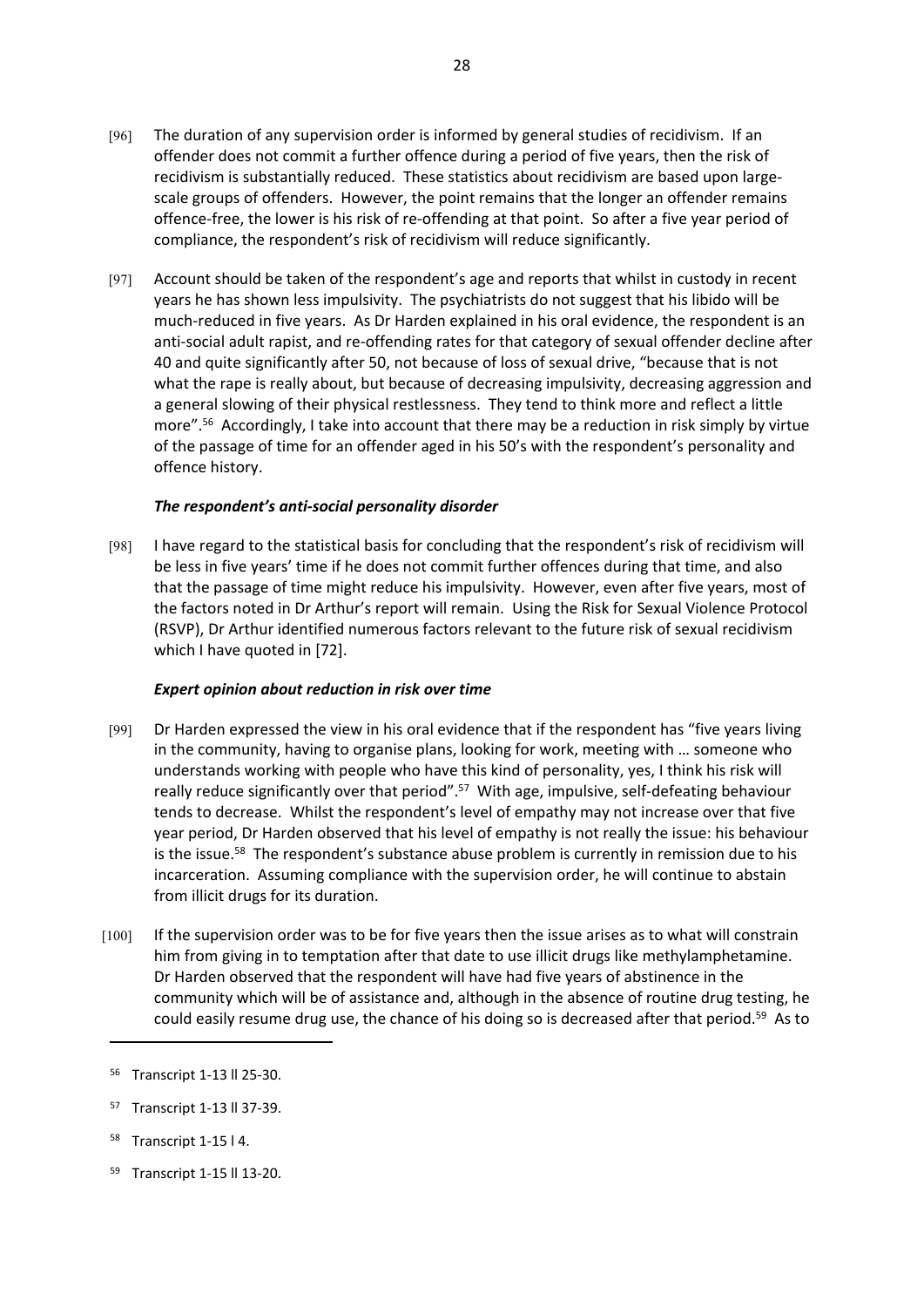[96] The duration of any supervision order is informed by general studies of recidivism. If an offender does not commit a further offence during a period of five years, then the risk of recidivism is substantially reduced. These statistics about recidivism are based upon large-scale groups of offenders. However, the point remains that the longer an offender remains offence-free, the lower is his risk of re-offending at that point. So after a five year period of compliance, the respondent's risk of recidivism will reduce significantly.

[97] Account should be taken of the respondent's age and reports that whilst in custody in recent years he has shown less impulsivity. The psychiatrists do not suggest that his libido will be much-reduced in five years. As Dr Harden explained in his oral evidence, the respondent is an anti-social adult rapist, and re-offending rates for that category of sexual offender decline after 40 and quite significantly after 50, not because of loss of sexual drive, "because that is not what the rape is really about, but because of decreasing impulsivity, decreasing aggression and a general slowing of their physical restlessness. They tend to think more and reflect a little more".[56] Accordingly, I take into account that there may be a reduction in risk simply by virtue of the passage of time for an offender aged in his 50's with the respondent's personality and offence history.

### *The respondent's anti-social personality disorder*

[98] I have regard to the statistical basis for concluding that the respondent's risk of recidivism will be less in five years' time if he does not commit further offences during that time, and also that the passage of time might reduce his impulsivity. However, even after five years, most of the factors noted in Dr Arthur's report will remain. Using the Risk for Sexual Violence Protocol (RSVP), Dr Arthur identified numerous factors relevant to the future risk of sexual recidivism which I have quoted in [72].

### *Expert opinion about reduction in risk over time*

[99] Dr Harden expressed the view in his oral evidence that if the respondent has "five years living in the community, having to organise plans, looking for work, meeting with … someone who understands working with people who have this kind of personality, yes, I think his risk will really reduce significantly over that period".[57] With age, impulsive, self-defeating behaviour tends to decrease. Whilst the respondent's level of empathy may not increase over that five year period, Dr Harden observed that his level of empathy is not really the issue: his behaviour is the issue.[58] The respondent's substance abuse problem is currently in remission due to his incarceration. Assuming compliance with the supervision order, he will continue to abstain from illicit drugs for its duration.

[100] If the supervision order was to be for five years then the issue arises as to what will constrain him from giving in to temptation after that date to use illicit drugs like methylamphetamine. Dr Harden observed that the respondent will have had five years of abstinence in the community which will be of assistance and, although in the absence of routine drug testing, he could easily resume drug use, the chance of his doing so is decreased after that period.[59] As to

---

[56] Transcript 1-13 ll 25-30.

[57] Transcript 1-13 ll 37-39.

[58] Transcript 1-15 l 4.

[59] Transcript 1-15 ll 13-20.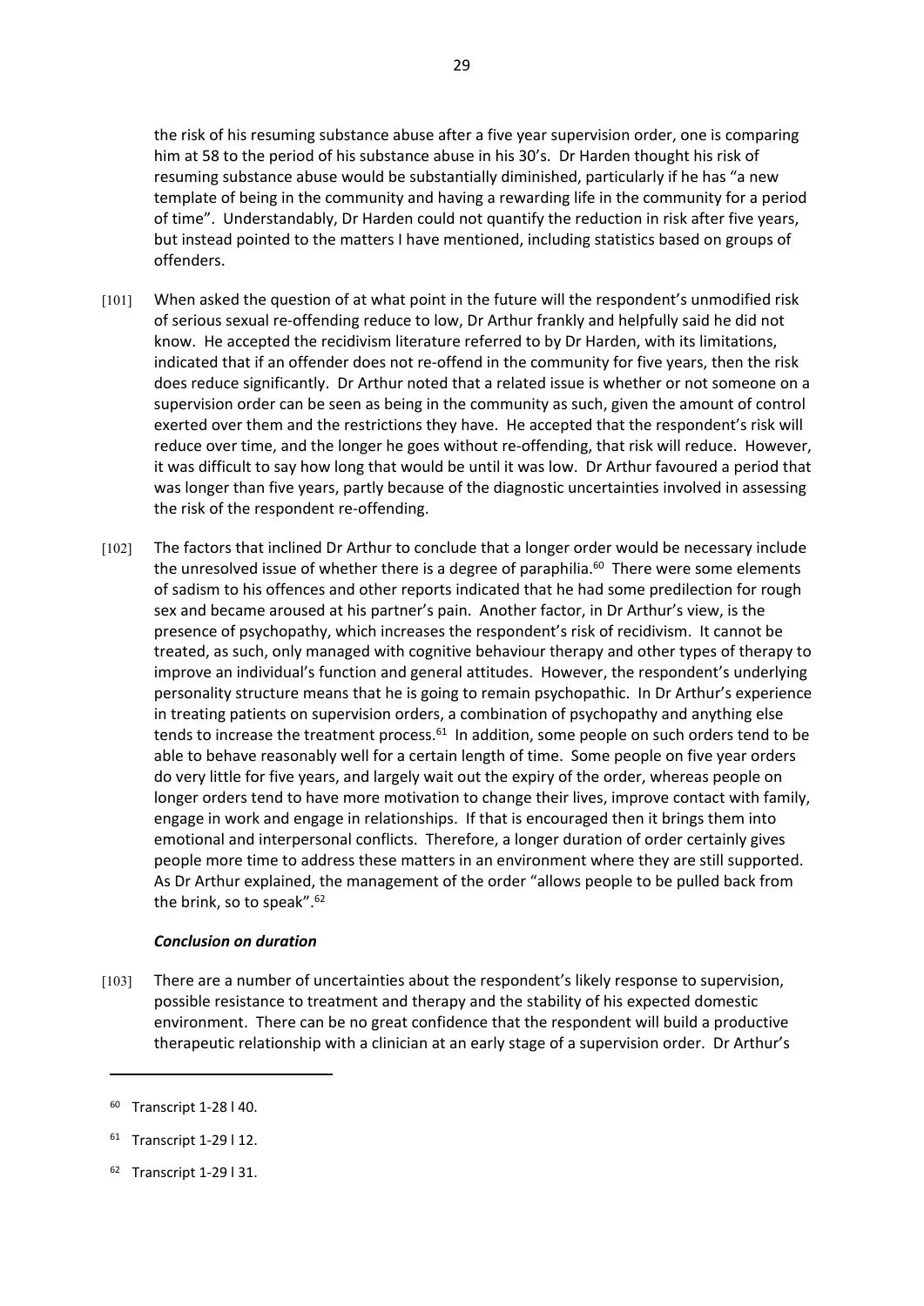the risk of his resuming substance abuse after a five year supervision order, one is comparing him at 58 to the period of his substance abuse in his 30's. Dr Harden thought his risk of resuming substance abuse would be substantially diminished, particularly if he has "a new template of being in the community and having a rewarding life in the community for a period of time". Understandably, Dr Harden could not quantify the reduction in risk after five years, but instead pointed to the matters I have mentioned, including statistics based on groups of offenders.

[101] When asked the question of at what point in the future will the respondent's unmodified risk of serious sexual re-offending reduce to low, Dr Arthur frankly and helpfully said he did not know. He accepted the recidivism literature referred to by Dr Harden, with its limitations, indicated that if an offender does not re-offend in the community for five years, then the risk does reduce significantly. Dr Arthur noted that a related issue is whether or not someone on a supervision order can be seen as being in the community as such, given the amount of control exerted over them and the restrictions they have. He accepted that the respondent's risk will reduce over time, and the longer he goes without re-offending, that risk will reduce. However, it was difficult to say how long that would be until it was low. Dr Arthur favoured a period that was longer than five years, partly because of the diagnostic uncertainties involved in assessing the risk of the respondent re-offending.

[102] The factors that inclined Dr Arthur to conclude that a longer order would be necessary include the unresolved issue of whether there is a degree of paraphilia.[60] There were some elements of sadism to his offences and other reports indicated that he had some predilection for rough sex and became aroused at his partner's pain. Another factor, in Dr Arthur's view, is the presence of psychopathy, which increases the respondent's risk of recidivism. It cannot be treated, as such, only managed with cognitive behaviour therapy and other types of therapy to improve an individual's function and general attitudes. However, the respondent's underlying personality structure means that he is going to remain psychopathic. In Dr Arthur's experience in treating patients on supervision orders, a combination of psychopathy and anything else tends to increase the treatment process.[61] In addition, some people on such orders tend to be able to behave reasonably well for a certain length of time. Some people on five year orders do very little for five years, and largely wait out the expiry of the order, whereas people on longer orders tend to have more motivation to change their lives, improve contact with family, engage in work and engage in relationships. If that is encouraged then it brings them into emotional and interpersonal conflicts. Therefore, a longer duration of order certainly gives people more time to address these matters in an environment where they are still supported. As Dr Arthur explained, the management of the order "allows people to be pulled back from the brink, so to speak".[62]

### *Conclusion on duration*

[103] There are a number of uncertainties about the respondent's likely response to supervision, possible resistance to treatment and therapy and the stability of his expected domestic environment. There can be no great confidence that the respondent will build a productive therapeutic relationship with a clinician at an early stage of a supervision order. Dr Arthur's

---

[60] Transcript 1-28 l 40.

[61] Transcript 1-29 l 12.

[62] Transcript 1-29 l 31.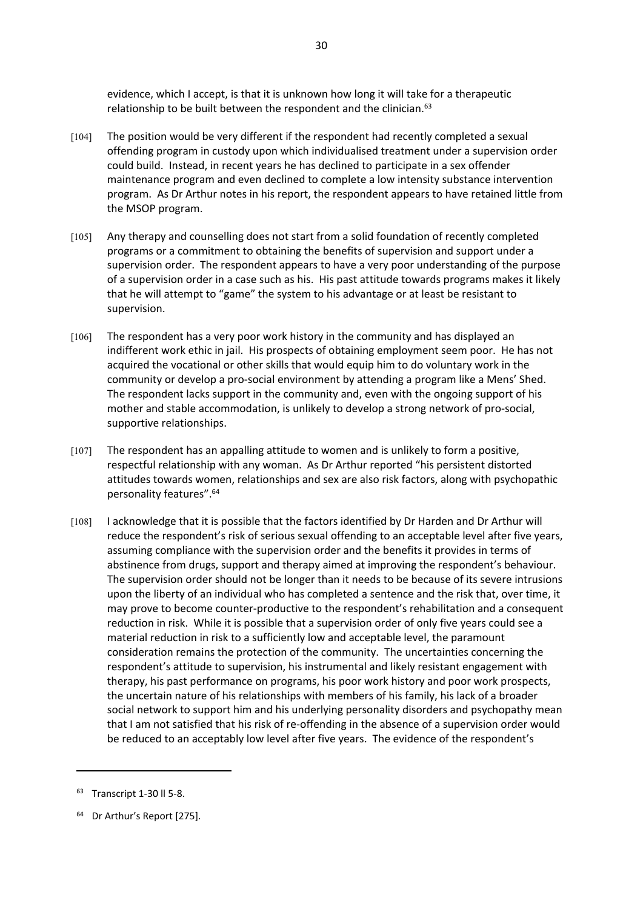evidence, which I accept, is that it is unknown how long it will take for a therapeutic relationship to be built between the respondent and the clinician.[63]

[104] The position would be very different if the respondent had recently completed a sexual offending program in custody upon which individualised treatment under a supervision order could build. Instead, in recent years he has declined to participate in a sex offender maintenance program and even declined to complete a low intensity substance intervention program. As Dr Arthur notes in his report, the respondent appears to have retained little from the MSOP program.

[105] Any therapy and counselling does not start from a solid foundation of recently completed programs or a commitment to obtaining the benefits of supervision and support under a supervision order. The respondent appears to have a very poor understanding of the purpose of a supervision order in a case such as his. His past attitude towards programs makes it likely that he will attempt to "game" the system to his advantage or at least be resistant to supervision.

[106] The respondent has a very poor work history in the community and has displayed an indifferent work ethic in jail. His prospects of obtaining employment seem poor. He has not acquired the vocational or other skills that would equip him to do voluntary work in the community or develop a pro-social environment by attending a program like a Mens' Shed. The respondent lacks support in the community and, even with the ongoing support of his mother and stable accommodation, is unlikely to develop a strong network of pro-social, supportive relationships.

[107] The respondent has an appalling attitude to women and is unlikely to form a positive, respectful relationship with any woman. As Dr Arthur reported "his persistent distorted attitudes towards women, relationships and sex are also risk factors, along with psychopathic personality features".[64]

[108] I acknowledge that it is possible that the factors identified by Dr Harden and Dr Arthur will reduce the respondent's risk of serious sexual offending to an acceptable level after five years, assuming compliance with the supervision order and the benefits it provides in terms of abstinence from drugs, support and therapy aimed at improving the respondent's behaviour. The supervision order should not be longer than it needs to be because of its severe intrusions upon the liberty of an individual who has completed a sentence and the risk that, over time, it may prove to become counter-productive to the respondent's rehabilitation and a consequent reduction in risk. While it is possible that a supervision order of only five years could see a material reduction in risk to a sufficiently low and acceptable level, the paramount consideration remains the protection of the community. The uncertainties concerning the respondent's attitude to supervision, his instrumental and likely resistant engagement with therapy, his past performance on programs, his poor work history and poor work prospects, the uncertain nature of his relationships with members of his family, his lack of a broader social network to support him and his underlying personality disorders and psychopathy mean that I am not satisfied that his risk of re-offending in the absence of a supervision order would be reduced to an acceptably low level after five years. The evidence of the respondent's

---

[63] Transcript 1-30 ll 5-8.

[64] Dr Arthur's Report [275].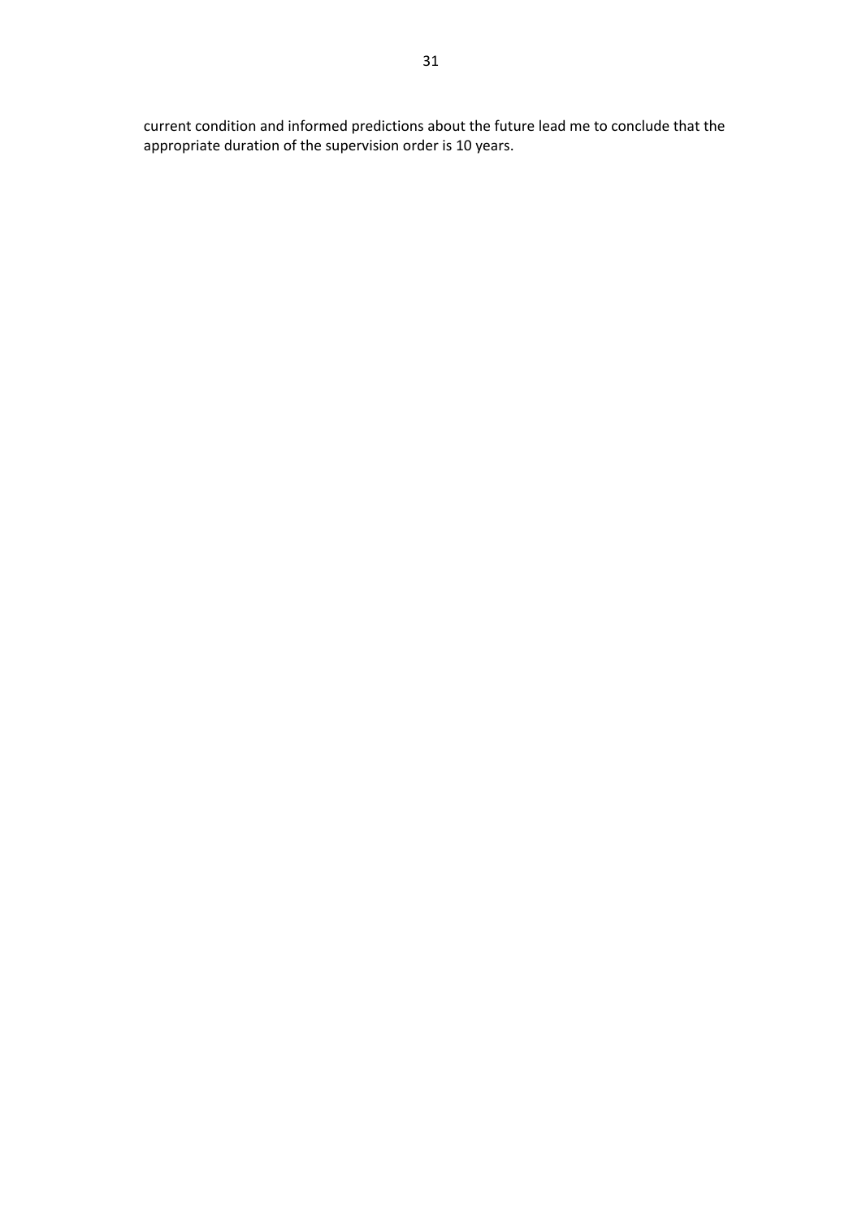current condition and informed predictions about the future lead me to conclude that the appropriate duration of the supervision order is 10 years.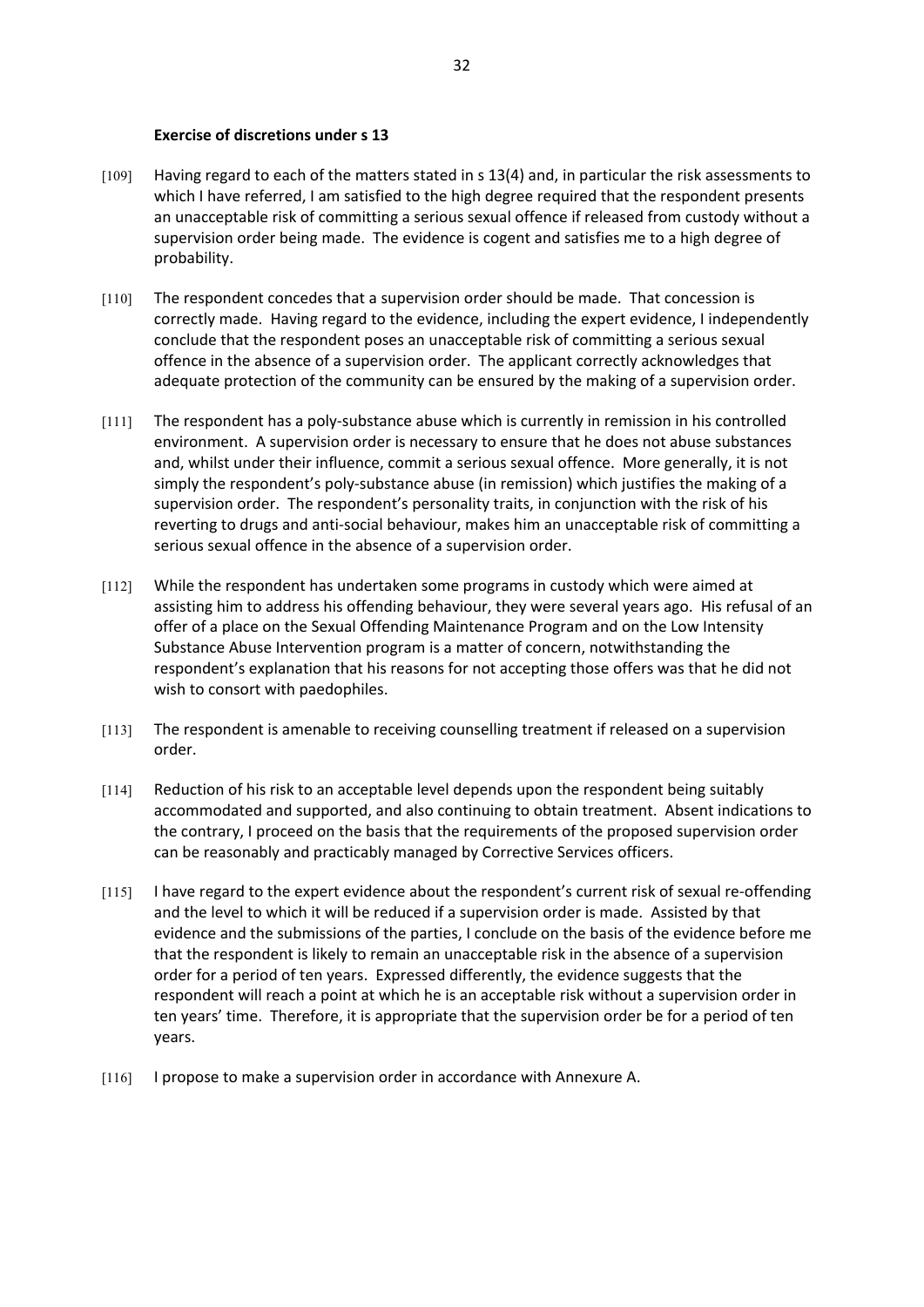**Exercise of discretions under s 13**

[109] Having regard to each of the matters stated in s 13(4) and, in particular the risk assessments to which I have referred, I am satisfied to the high degree required that the respondent presents an unacceptable risk of committing a serious sexual offence if released from custody without a supervision order being made. The evidence is cogent and satisfies me to a high degree of probability.

[110] The respondent concedes that a supervision order should be made. That concession is correctly made. Having regard to the evidence, including the expert evidence, I independently conclude that the respondent poses an unacceptable risk of committing a serious sexual offence in the absence of a supervision order. The applicant correctly acknowledges that adequate protection of the community can be ensured by the making of a supervision order.

[111] The respondent has a poly-substance abuse which is currently in remission in his controlled environment. A supervision order is necessary to ensure that he does not abuse substances and, whilst under their influence, commit a serious sexual offence. More generally, it is not simply the respondent's poly-substance abuse (in remission) which justifies the making of a supervision order. The respondent's personality traits, in conjunction with the risk of his reverting to drugs and anti-social behaviour, makes him an unacceptable risk of committing a serious sexual offence in the absence of a supervision order.

[112] While the respondent has undertaken some programs in custody which were aimed at assisting him to address his offending behaviour, they were several years ago. His refusal of an offer of a place on the Sexual Offending Maintenance Program and on the Low Intensity Substance Abuse Intervention program is a matter of concern, notwithstanding the respondent's explanation that his reasons for not accepting those offers was that he did not wish to consort with paedophiles.

[113] The respondent is amenable to receiving counselling treatment if released on a supervision order.

[114] Reduction of his risk to an acceptable level depends upon the respondent being suitably accommodated and supported, and also continuing to obtain treatment. Absent indications to the contrary, I proceed on the basis that the requirements of the proposed supervision order can be reasonably and practicably managed by Corrective Services officers.

[115] I have regard to the expert evidence about the respondent's current risk of sexual re-offending and the level to which it will be reduced if a supervision order is made. Assisted by that evidence and the submissions of the parties, I conclude on the basis of the evidence before me that the respondent is likely to remain an unacceptable risk in the absence of a supervision order for a period of ten years. Expressed differently, the evidence suggests that the respondent will reach a point at which he is an acceptable risk without a supervision order in ten years' time. Therefore, it is appropriate that the supervision order be for a period of ten years.

[116] I propose to make a supervision order in accordance with Annexure A.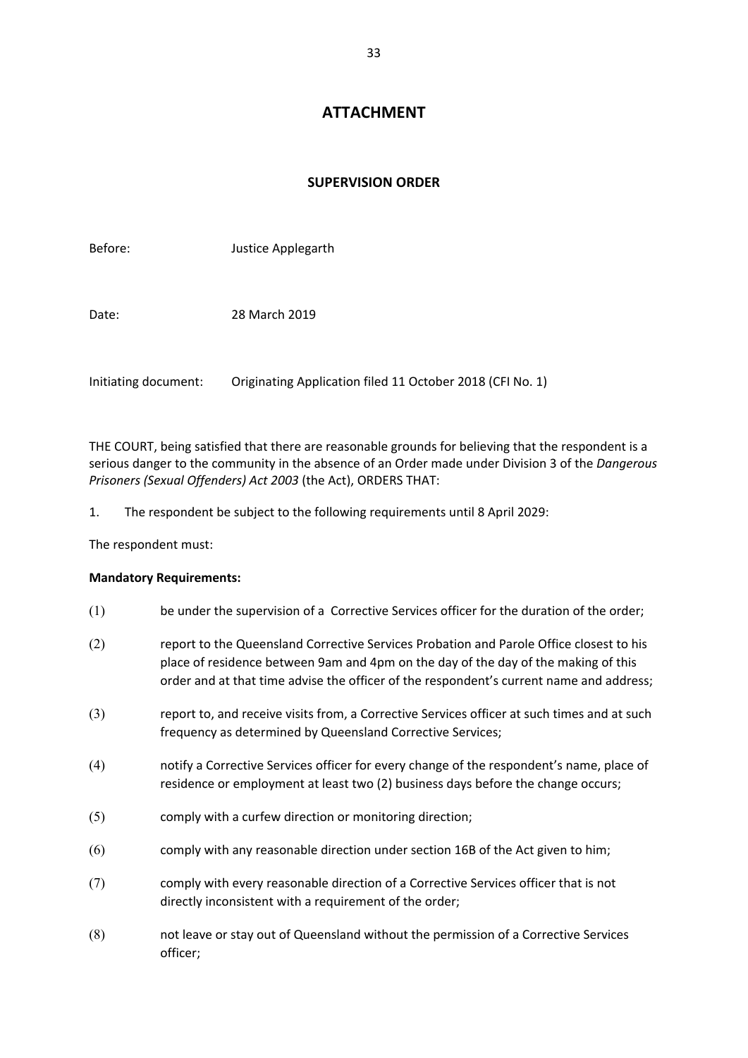# ATTACHMENT

## SUPERVISION ORDER

Before: Justice Applegarth

Date: 28 March 2019

Initiating document: Originating Application filed 11 October 2018 (CFI No. 1)

THE COURT, being satisfied that there are reasonable grounds for believing that the respondent is a serious danger to the community in the absence of an Order made under Division 3 of the *Dangerous Prisoners (Sexual Offenders) Act 2003* (the Act), ORDERS THAT:

1. The respondent be subject to the following requirements until 8 April 2029:

The respondent must:

**Mandatory Requirements:**

(1) be under the supervision of a Corrective Services officer for the duration of the order;

(2) report to the Queensland Corrective Services Probation and Parole Office closest to his place of residence between 9am and 4pm on the day of the day of the making of this order and at that time advise the officer of the respondent's current name and address;

(3) report to, and receive visits from, a Corrective Services officer at such times and at such frequency as determined by Queensland Corrective Services;

(4) notify a Corrective Services officer for every change of the respondent's name, place of residence or employment at least two (2) business days before the change occurs;

(5) comply with a curfew direction or monitoring direction;

(6) comply with any reasonable direction under section 16B of the Act given to him;

(7) comply with every reasonable direction of a Corrective Services officer that is not directly inconsistent with a requirement of the order;

(8) not leave or stay out of Queensland without the permission of a Corrective Services officer;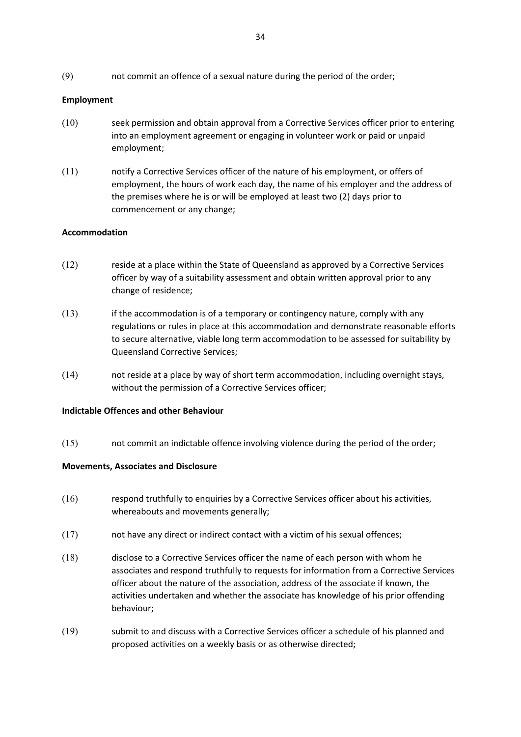(9) not commit an offence of a sexual nature during the period of the order;

**Employment**

(10) seek permission and obtain approval from a Corrective Services officer prior to entering into an employment agreement or engaging in volunteer work or paid or unpaid employment;

(11) notify a Corrective Services officer of the nature of his employment, or offers of employment, the hours of work each day, the name of his employer and the address of the premises where he is or will be employed at least two (2) days prior to commencement or any change;

**Accommodation**

(12) reside at a place within the State of Queensland as approved by a Corrective Services officer by way of a suitability assessment and obtain written approval prior to any change of residence;

(13) if the accommodation is of a temporary or contingency nature, comply with any regulations or rules in place at this accommodation and demonstrate reasonable efforts to secure alternative, viable long term accommodation to be assessed for suitability by Queensland Corrective Services;

(14) not reside at a place by way of short term accommodation, including overnight stays, without the permission of a Corrective Services officer;

**Indictable Offences and other Behaviour**

(15) not commit an indictable offence involving violence during the period of the order;

**Movements, Associates and Disclosure**

(16) respond truthfully to enquiries by a Corrective Services officer about his activities, whereabouts and movements generally;

(17) not have any direct or indirect contact with a victim of his sexual offences;

(18) disclose to a Corrective Services officer the name of each person with whom he associates and respond truthfully to requests for information from a Corrective Services officer about the nature of the association, address of the associate if known, the activities undertaken and whether the associate has knowledge of his prior offending behaviour;

(19) submit to and discuss with a Corrective Services officer a schedule of his planned and proposed activities on a weekly basis or as otherwise directed;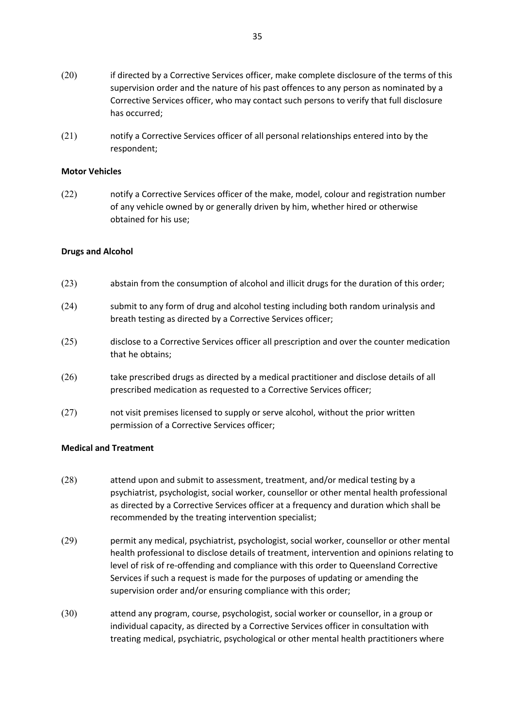(20) if directed by a Corrective Services officer, make complete disclosure of the terms of this supervision order and the nature of his past offences to any person as nominated by a Corrective Services officer, who may contact such persons to verify that full disclosure has occurred;

(21) notify a Corrective Services officer of all personal relationships entered into by the respondent;

**Motor Vehicles**

(22) notify a Corrective Services officer of the make, model, colour and registration number of any vehicle owned by or generally driven by him, whether hired or otherwise obtained for his use;

**Drugs and Alcohol**

(23) abstain from the consumption of alcohol and illicit drugs for the duration of this order;

(24) submit to any form of drug and alcohol testing including both random urinalysis and breath testing as directed by a Corrective Services officer;

(25) disclose to a Corrective Services officer all prescription and over the counter medication that he obtains;

(26) take prescribed drugs as directed by a medical practitioner and disclose details of all prescribed medication as requested to a Corrective Services officer;

(27) not visit premises licensed to supply or serve alcohol, without the prior written permission of a Corrective Services officer;

**Medical and Treatment**

(28) attend upon and submit to assessment, treatment, and/or medical testing by a psychiatrist, psychologist, social worker, counsellor or other mental health professional as directed by a Corrective Services officer at a frequency and duration which shall be recommended by the treating intervention specialist;

(29) permit any medical, psychiatrist, psychologist, social worker, counsellor or other mental health professional to disclose details of treatment, intervention and opinions relating to level of risk of re-offending and compliance with this order to Queensland Corrective Services if such a request is made for the purposes of updating or amending the supervision order and/or ensuring compliance with this order;

(30) attend any program, course, psychologist, social worker or counsellor, in a group or individual capacity, as directed by a Corrective Services officer in consultation with treating medical, psychiatric, psychological or other mental health practitioners where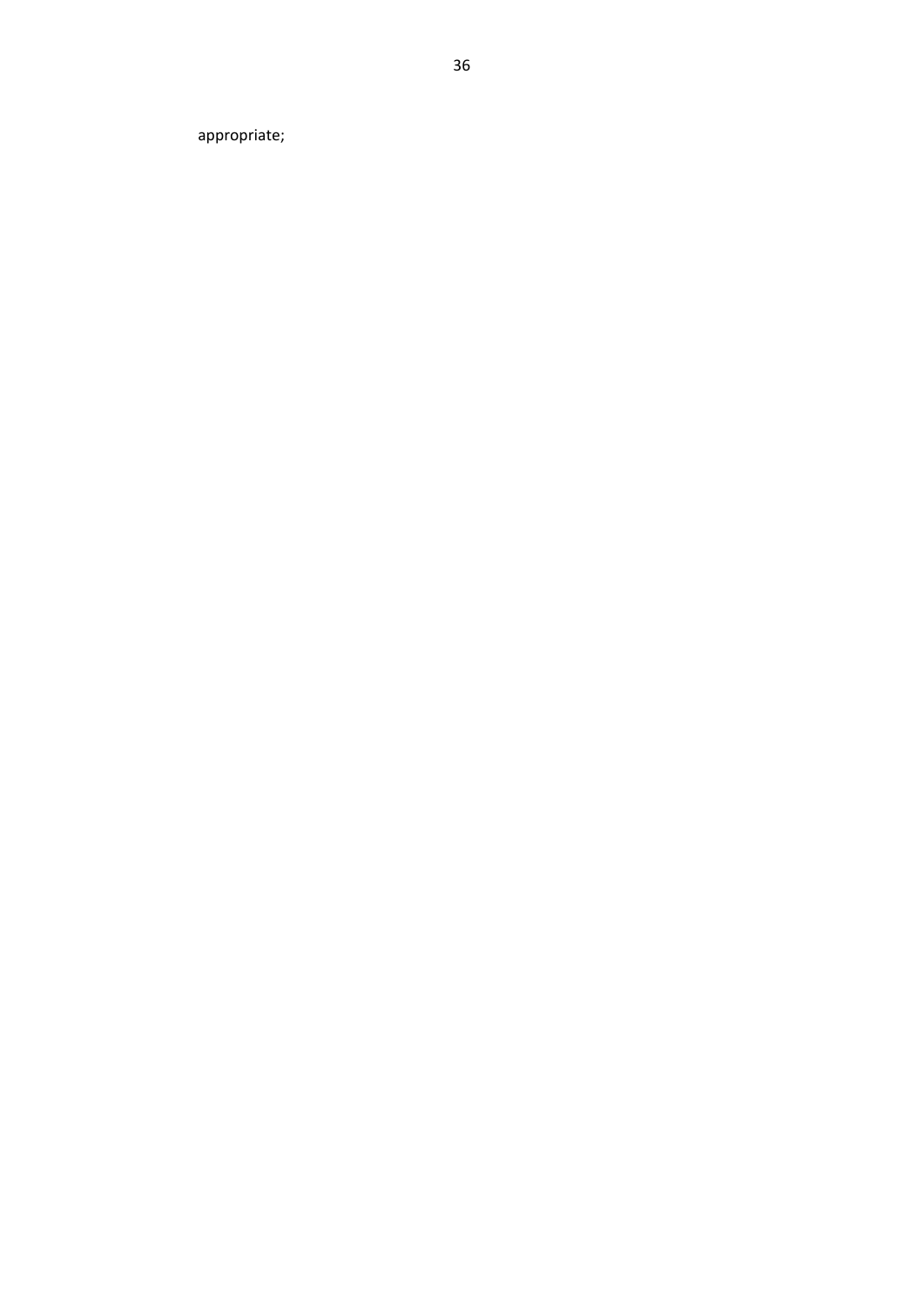appropriate;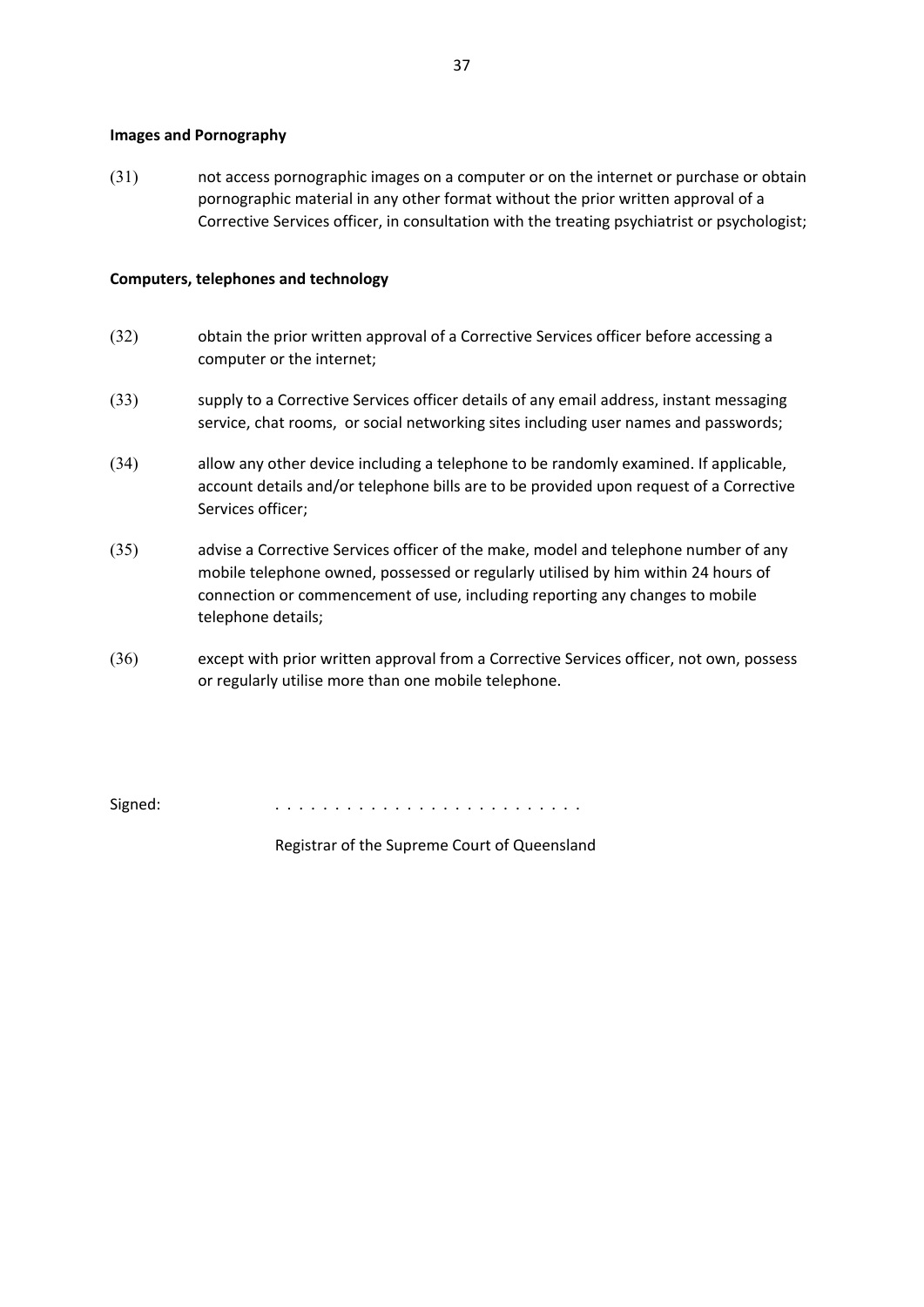**Images and Pornography**

(31) not access pornographic images on a computer or on the internet or purchase or obtain pornographic material in any other format without the prior written approval of a Corrective Services officer, in consultation with the treating psychiatrist or psychologist;

**Computers, telephones and technology**

(32) obtain the prior written approval of a Corrective Services officer before accessing a computer or the internet;

(33) supply to a Corrective Services officer details of any email address, instant messaging service, chat rooms, or social networking sites including user names and passwords;

(34) allow any other device including a telephone to be randomly examined. If applicable, account details and/or telephone bills are to be provided upon request of a Corrective Services officer;

(35) advise a Corrective Services officer of the make, model and telephone number of any mobile telephone owned, possessed or regularly utilised by him within 24 hours of connection or commencement of use, including reporting any changes to mobile telephone details;

(36) except with prior written approval from a Corrective Services officer, not own, possess or regularly utilise more than one mobile telephone.

Signed: . . . . . . . . . . . . . . . . . . . . . . . . .

Registrar of the Supreme Court of Queensland